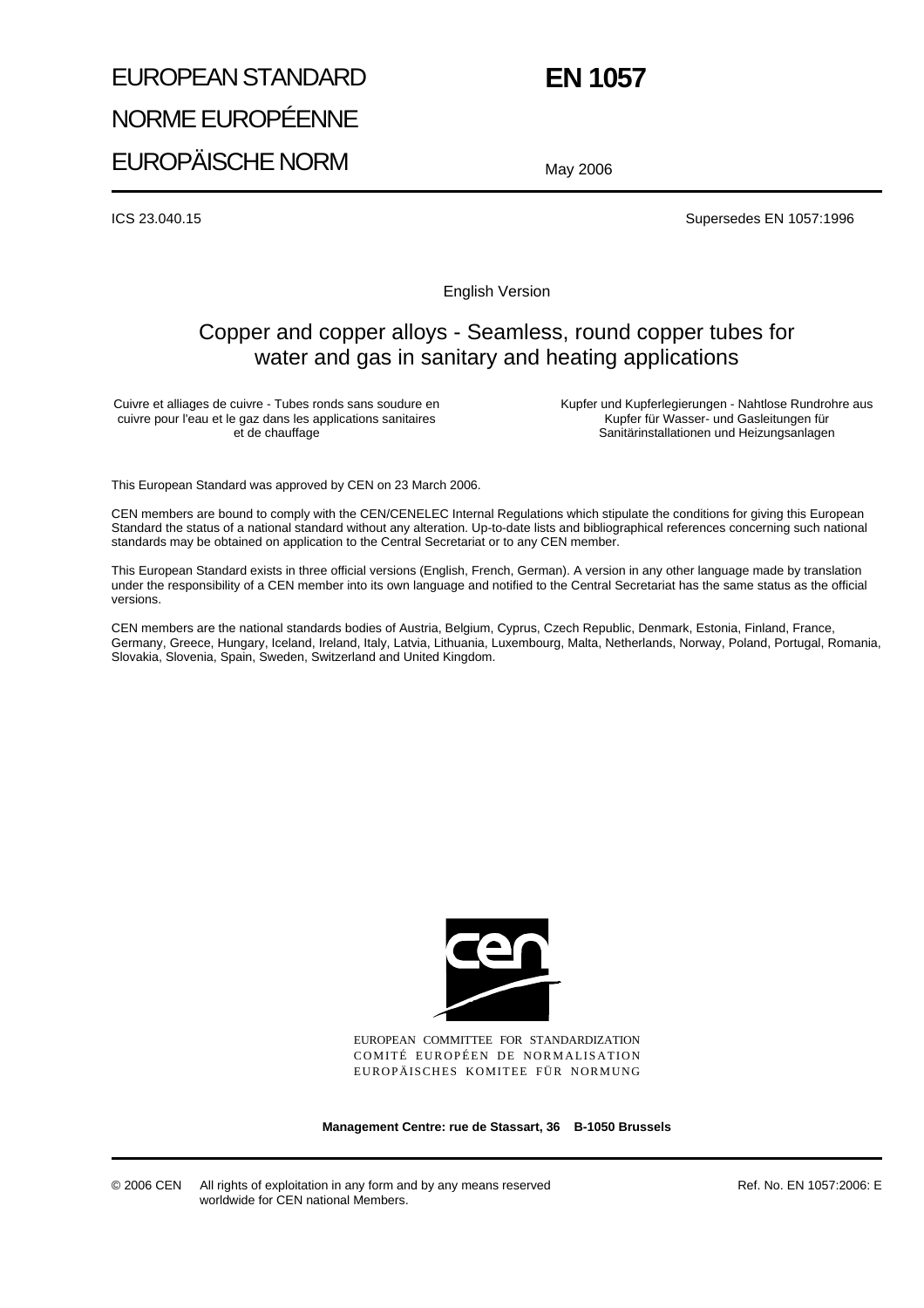EUROPEAN STANDARD

NORME EUROPÉENNE

EUROPÄISCHE NORM

# EN 1057

May 2006

ICS 23.040.15

Supersedes EN 1057:1996

English Version

## Copper and copper alloys - Seamless, round copper tubes for water and gas in sanitary and heating applications

Cuivre et alliages de cuivre - Tubes ronds sans soudure en cuivre pour l'eau et le gaz dans les applications sanitaires et de chauffage

Kupfer und Kupferlegierungen - Nahtlose Rundrohre aus Kupfer für Wasser- und Gasleitungen für Sanitärinstallationen und Heizungsanlagen

This European Standard was approved by CEN on 23 March 2006.

CEN members are bound to comply with the CEN/CENELEC Internal Regulations which stipulate the conditions for giving this European Standard the status of a national standard without any alteration. Up-to-date lists and bibliographical references concerning such national standards may be obtained on application to the Central Secretariat or to any CEN member.

This European Standard exists in three official versions (English, French, German). A version in any other language made by translation under the responsibility of a CEN member into its own language and notified to the Central Secretariat has the same status as the official versions.

CEN members are the national standards bodies of Austria, Belgium, Cyprus, Czech Republic, Denmark, Estonia, Finland, France, Germany, Greece, Hungary, Iceland, Ireland, Italy, Latvia, Lithuania, Luxembourg, Malta, Netherlands, Norway, Poland, Portugal, Romania, Slovakia, Slovenia, Spain, Sweden, Switzerland and United Kingdom.

EUROPEAN COMMITTEE FOR STANDARDIZATION
COMITÉ EUROPÉEN DE NORMALISATION
EUROPÄISCHES KOMITEE FÜR NORMUNG

**Management Centre: rue de Stassart, 36 B-1050 Brussels**

© 2006 CEN All rights of exploitation in any form and by any means reserved worldwide for CEN national Members.

Ref. No. EN 1057:2006: E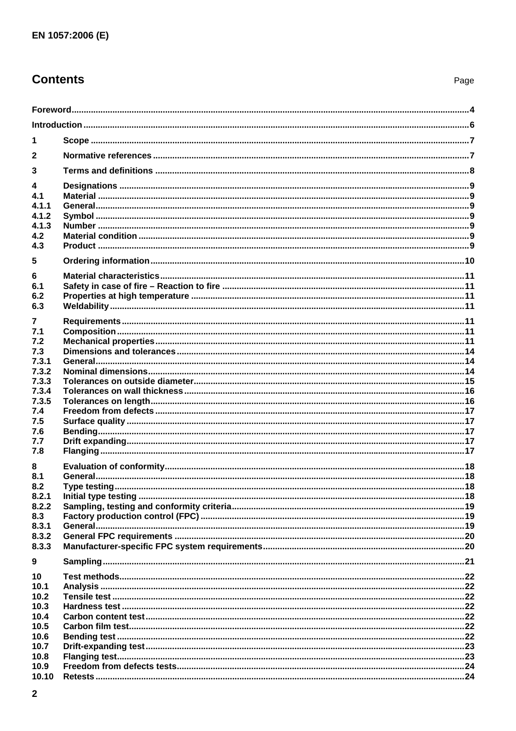## Contents

| | | Page |
|---|---|---|
| | Foreword | 4 |
| | Introduction | 6 |
| 1 | Scope | 7 |
| 2 | Normative references | 7 |
| 3 | Terms and definitions | 8 |
| 4 | Designations | 9 |
| 4.1 | Material | 9 |
| 4.1.1 | General | 9 |
| 4.1.2 | Symbol | 9 |
| 4.1.3 | Number | 9 |
| 4.2 | Material condition | 9 |
| 4.3 | Product | 9 |
| 5 | Ordering information | 10 |
| 6 | Material characteristics | 11 |
| 6.1 | Safety in case of fire – Reaction to fire | 11 |
| 6.2 | Properties at high temperature | 11 |
| 6.3 | Weldability | 11 |
| 7 | Requirements | 11 |
| 7.1 | Composition | 11 |
| 7.2 | Mechanical properties | 11 |
| 7.3 | Dimensions and tolerances | 14 |
| 7.3.1 | General | 14 |
| 7.3.2 | Nominal dimensions | 14 |
| 7.3.3 | Tolerances on outside diameter | 15 |
| 7.3.4 | Tolerances on wall thickness | 16 |
| 7.3.5 | Tolerances on length | 16 |
| 7.4 | Freedom from defects | 17 |
| 7.5 | Surface quality | 17 |
| 7.6 | Bending | 17 |
| 7.7 | Drift expanding | 17 |
| 7.8 | Flanging | 17 |
| 8 | Evaluation of conformity | 18 |
| 8.1 | General | 18 |
| 8.2 | Type testing | 18 |
| 8.2.1 | Initial type testing | 18 |
| 8.2.2 | Sampling, testing and conformity criteria | 19 |
| 8.3 | Factory production control (FPC) | 19 |
| 8.3.1 | General | 19 |
| 8.3.2 | General FPC requirements | 20 |
| 8.3.3 | Manufacturer-specific FPC system requirements | 20 |
| 9 | Sampling | 21 |
| 10 | Test methods | 22 |
| 10.1 | Analysis | 22 |
| 10.2 | Tensile test | 22 |
| 10.3 | Hardness test | 22 |
| 10.4 | Carbon content test | 22 |
| 10.5 | Carbon film test | 22 |
| 10.6 | Bending test | 22 |
| 10.7 | Drift-expanding test | 23 |
| 10.8 | Flanging test | 23 |
| 10.9 | Freedom from defects tests | 24 |
| 10.10 | Retests | 24 |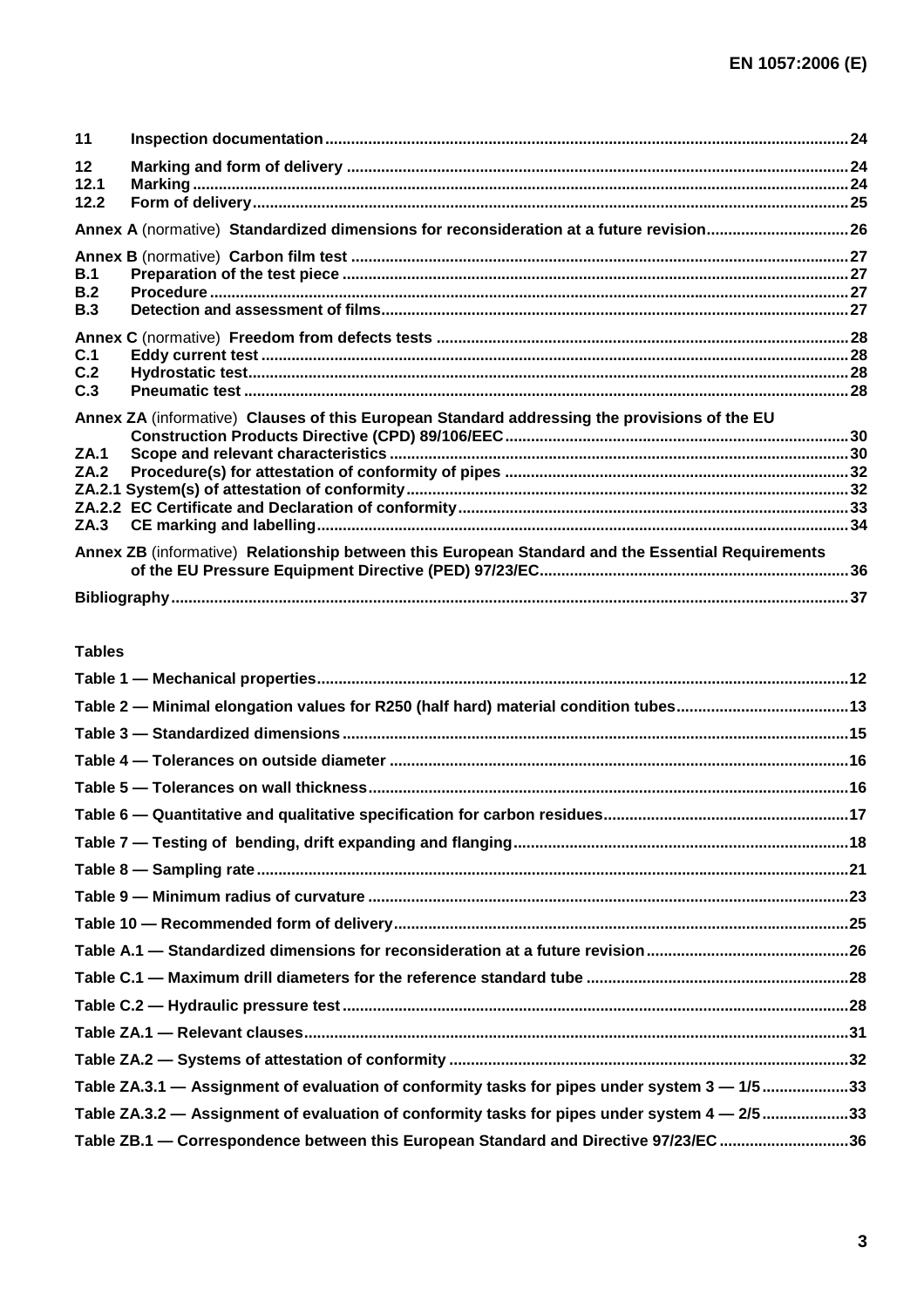| | | |
|---|---|---|
| **11** | **Inspection documentation** | **24** |
| **12** | **Marking and form of delivery** | **24** |
| **12.1** | **Marking** | **24** |
| **12.2** | **Form of delivery** | **25** |
| **Annex A** (normative) **Standardized dimensions for reconsideration at a future revision** | | **26** |
| **Annex B** (normative) **Carbon film test** | | **27** |
| **B.1** | **Preparation of the test piece** | **27** |
| **B.2** | **Procedure** | **27** |
| **B.3** | **Detection and assessment of films** | **27** |
| **Annex C** (normative) **Freedom from defects tests** | | **28** |
| **C.1** | **Eddy current test** | **28** |
| **C.2** | **Hydrostatic test** | **28** |
| **C.3** | **Pneumatic test** | **28** |
| **Annex ZA** (informative) **Clauses of this European Standard addressing the provisions of the EU Construction Products Directive (CPD) 89/106/EEC** | | **30** |
| **ZA.1** | **Scope and relevant characteristics** | **30** |
| **ZA.2** | **Procedure(s) for attestation of conformity of pipes** | **32** |
| **ZA.2.1** | **System(s) of attestation of conformity** | **32** |
| **ZA.2.2** | **EC Certificate and Declaration of conformity** | **33** |
| **ZA.3** | **CE marking and labelling** | **34** |
| **Annex ZB** (informative) **Relationship between this European Standard and the Essential Requirements of the EU Pressure Equipment Directive (PED) 97/23/EC** | | **36** |
| **Bibliography** | | **37** |

**Tables**

| | |
|---|---|
| **Table 1 — Mechanical properties** | **12** |
| **Table 2 — Minimal elongation values for R250 (half hard) material condition tubes** | **13** |
| **Table 3 — Standardized dimensions** | **15** |
| **Table 4 — Tolerances on outside diameter** | **16** |
| **Table 5 — Tolerances on wall thickness** | **16** |
| **Table 6 — Quantitative and qualitative specification for carbon residues** | **17** |
| **Table 7 — Testing of bending, drift expanding and flanging** | **18** |
| **Table 8 — Sampling rate** | **21** |
| **Table 9 — Minimum radius of curvature** | **23** |
| **Table 10 — Recommended form of delivery** | **25** |
| **Table A.1 — Standardized dimensions for reconsideration at a future revision** | **26** |
| **Table C.1 — Maximum drill diameters for the reference standard tube** | **28** |
| **Table C.2 — Hydraulic pressure test** | **28** |
| **Table ZA.1 — Relevant clauses** | **31** |
| **Table ZA.2 — Systems of attestation of conformity** | **32** |
| **Table ZA.3.1 — Assignment of evaluation of conformity tasks for pipes under system 3 — 1/5** | **33** |
| **Table ZA.3.2 — Assignment of evaluation of conformity tasks for pipes under system 4 — 2/5** | **33** |
| **Table ZB.1 — Correspondence between this European Standard and Directive 97/23/EC** | **36** |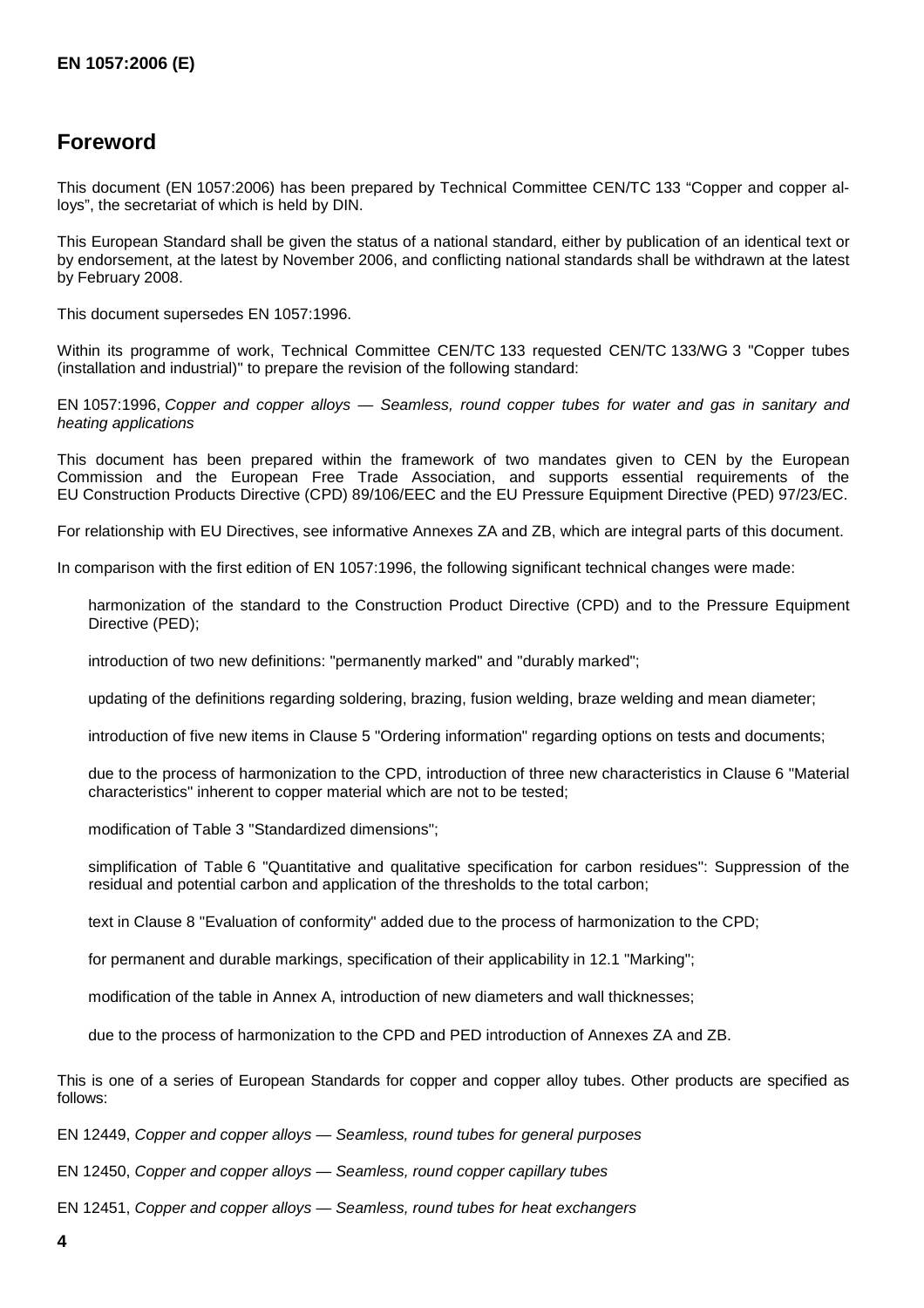## Foreword

This document (EN 1057:2006) has been prepared by Technical Committee CEN/TC 133 "Copper and copper alloys", the secretariat of which is held by DIN.

This European Standard shall be given the status of a national standard, either by publication of an identical text or by endorsement, at the latest by November 2006, and conflicting national standards shall be withdrawn at the latest by February 2008.

This document supersedes EN 1057:1996.

Within its programme of work, Technical Committee CEN/TC 133 requested CEN/TC 133/WG 3 "Copper tubes (installation and industrial)" to prepare the revision of the following standard:

EN 1057:1996, *Copper and copper alloys — Seamless, round copper tubes for water and gas in sanitary and heating applications*

This document has been prepared within the framework of two mandates given to CEN by the European Commission and the European Free Trade Association, and supports essential requirements of the EU Construction Products Directive (CPD) 89/106/EEC and the EU Pressure Equipment Directive (PED) 97/23/EC.

For relationship with EU Directives, see informative Annexes ZA and ZB, which are integral parts of this document.

In comparison with the first edition of EN 1057:1996, the following significant technical changes were made:

- harmonization of the standard to the Construction Product Directive (CPD) and to the Pressure Equipment Directive (PED);
- introduction of two new definitions: "permanently marked" and "durably marked";
- updating of the definitions regarding soldering, brazing, fusion welding, braze welding and mean diameter;
- introduction of five new items in Clause 5 "Ordering information" regarding options on tests and documents;
- due to the process of harmonization to the CPD, introduction of three new characteristics in Clause 6 "Material characteristics" inherent to copper material which are not to be tested;
- modification of Table 3 "Standardized dimensions";
- simplification of Table 6 "Quantitative and qualitative specification for carbon residues": Suppression of the residual and potential carbon and application of the thresholds to the total carbon;
- text in Clause 8 "Evaluation of conformity" added due to the process of harmonization to the CPD;
- for permanent and durable markings, specification of their applicability in 12.1 "Marking";
- modification of the table in Annex A, introduction of new diameters and wall thicknesses;
- due to the process of harmonization to the CPD and PED introduction of Annexes ZA and ZB.

This is one of a series of European Standards for copper and copper alloy tubes. Other products are specified as follows:

EN 12449, *Copper and copper alloys — Seamless, round tubes for general purposes*

EN 12450, *Copper and copper alloys — Seamless, round copper capillary tubes*

EN 12451, *Copper and copper alloys — Seamless, round tubes for heat exchangers*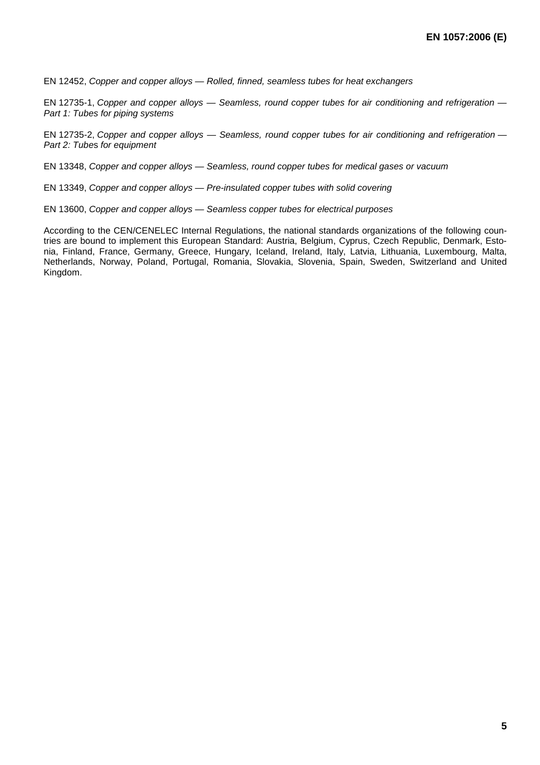EN 12452, *Copper and copper alloys — Rolled, finned, seamless tubes for heat exchangers*

EN 12735-1, *Copper and copper alloys — Seamless, round copper tubes for air conditioning and refrigeration — Part 1: Tubes for piping systems*

EN 12735-2, *Copper and copper alloys — Seamless, round copper tubes for air conditioning and refrigeration — Part 2: Tubes for equipment*

EN 13348, *Copper and copper alloys — Seamless, round copper tubes for medical gases or vacuum*

EN 13349, *Copper and copper alloys — Pre-insulated copper tubes with solid covering*

EN 13600, *Copper and copper alloys — Seamless copper tubes for electrical purposes*

According to the CEN/CENELEC Internal Regulations, the national standards organizations of the following countries are bound to implement this European Standard: Austria, Belgium, Cyprus, Czech Republic, Denmark, Estonia, Finland, France, Germany, Greece, Hungary, Iceland, Ireland, Italy, Latvia, Lithuania, Luxembourg, Malta, Netherlands, Norway, Poland, Portugal, Romania, Slovakia, Slovenia, Spain, Sweden, Switzerland and United Kingdom.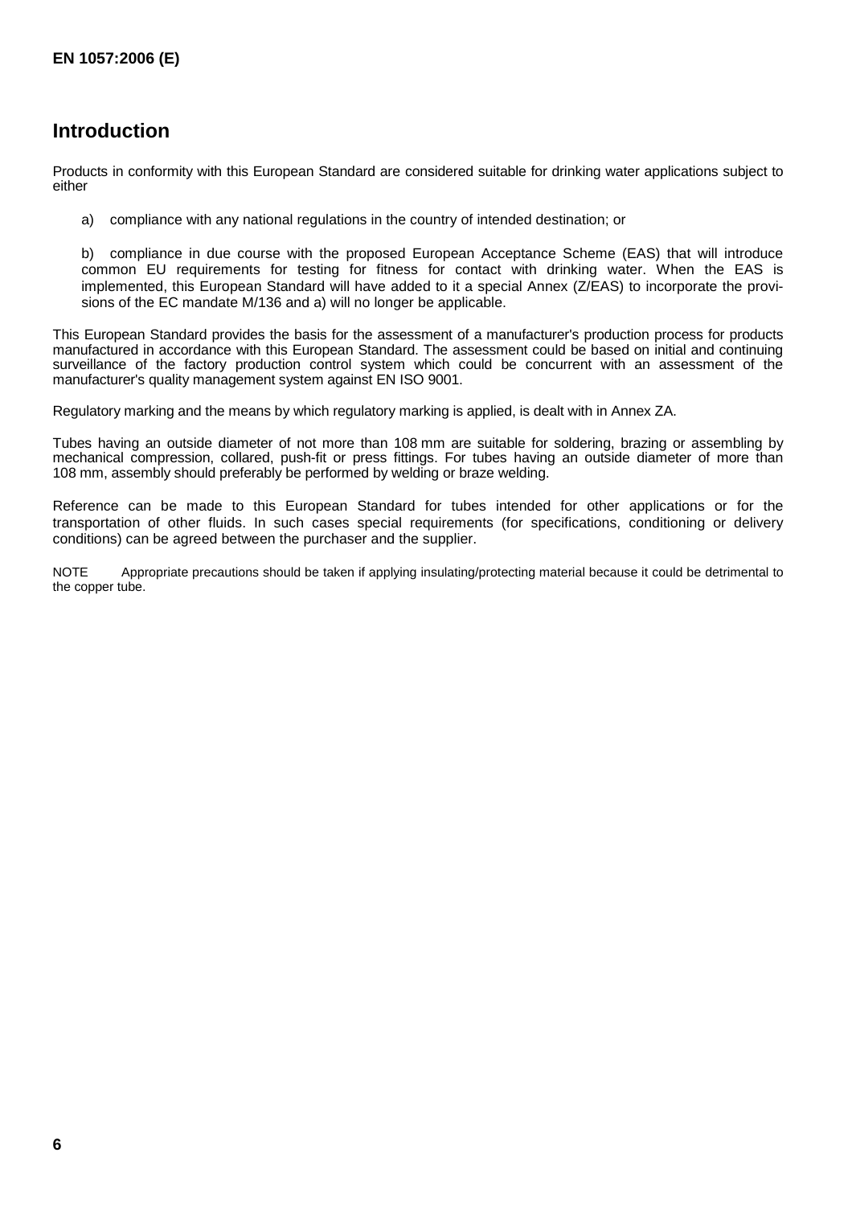# Introduction

Products in conformity with this European Standard are considered suitable for drinking water applications subject to either

a) compliance with any national regulations in the country of intended destination; or

b) compliance in due course with the proposed European Acceptance Scheme (EAS) that will introduce common EU requirements for testing for fitness for contact with drinking water. When the EAS is implemented, this European Standard will have added to it a special Annex (Z/EAS) to incorporate the provisions of the EC mandate M/136 and a) will no longer be applicable.

This European Standard provides the basis for the assessment of a manufacturer's production process for products manufactured in accordance with this European Standard. The assessment could be based on initial and continuing surveillance of the factory production control system which could be concurrent with an assessment of the manufacturer's quality management system against EN ISO 9001.

Regulatory marking and the means by which regulatory marking is applied, is dealt with in Annex ZA.

Tubes having an outside diameter of not more than 108 mm are suitable for soldering, brazing or assembling by mechanical compression, collared, push-fit or press fittings. For tubes having an outside diameter of more than 108 mm, assembly should preferably be performed by welding or braze welding.

Reference can be made to this European Standard for tubes intended for other applications or for the transportation of other fluids. In such cases special requirements (for specifications, conditioning or delivery conditions) can be agreed between the purchaser and the supplier.

NOTE Appropriate precautions should be taken if applying insulating/protecting material because it could be detrimental to the copper tube.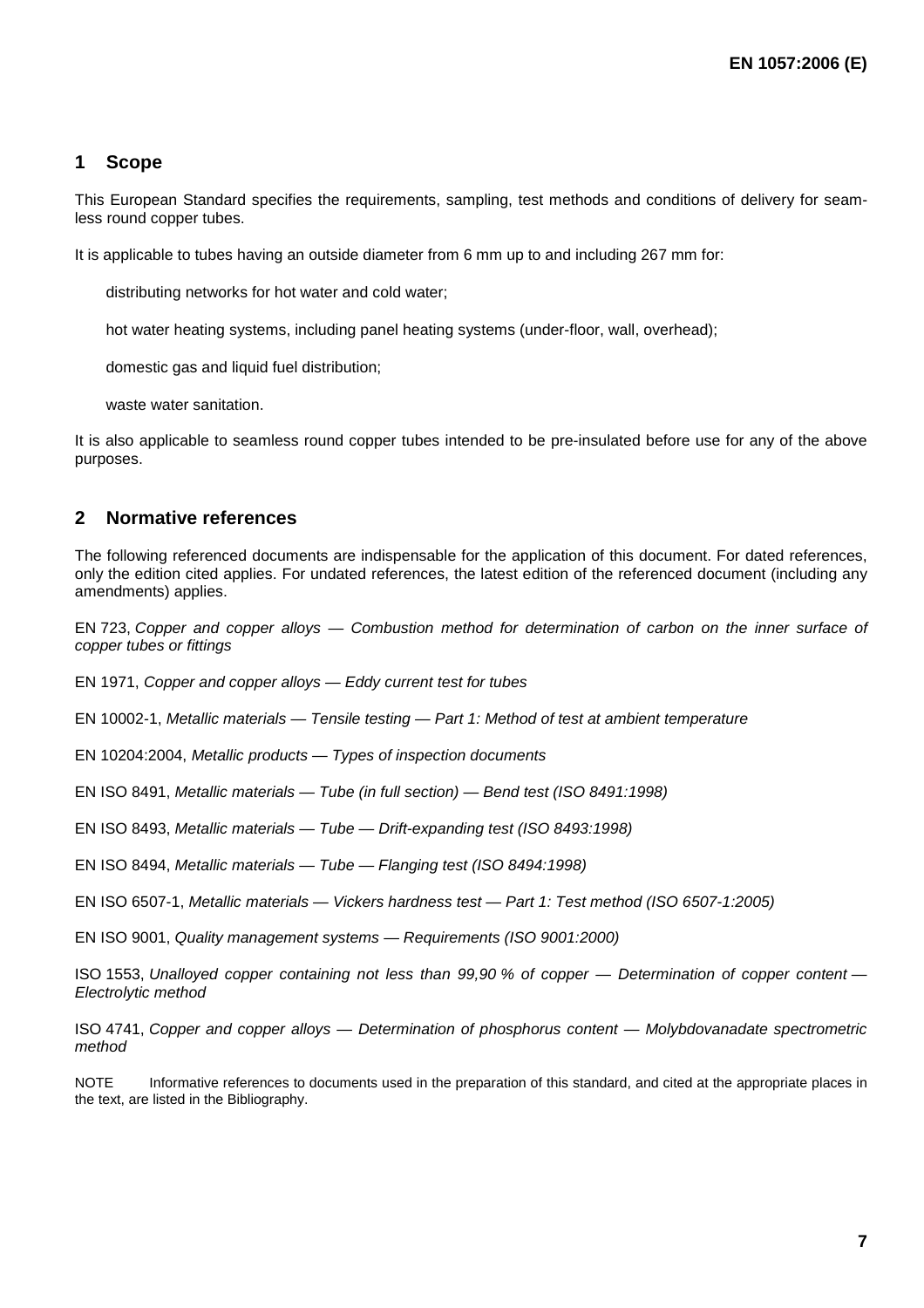## 1 Scope

This European Standard specifies the requirements, sampling, test methods and conditions of delivery for seamless round copper tubes.

It is applicable to tubes having an outside diameter from 6 mm up to and including 267 mm for:

- distributing networks for hot water and cold water;
- hot water heating systems, including panel heating systems (under-floor, wall, overhead);
- domestic gas and liquid fuel distribution;
- waste water sanitation.

It is also applicable to seamless round copper tubes intended to be pre-insulated before use for any of the above purposes.

## 2 Normative references

The following referenced documents are indispensable for the application of this document. For dated references, only the edition cited applies. For undated references, the latest edition of the referenced document (including any amendments) applies.

EN 723, *Copper and copper alloys — Combustion method for determination of carbon on the inner surface of copper tubes or fittings*

EN 1971, *Copper and copper alloys — Eddy current test for tubes*

EN 10002-1, *Metallic materials — Tensile testing — Part 1: Method of test at ambient temperature*

EN 10204:2004, *Metallic products — Types of inspection documents*

EN ISO 8491, *Metallic materials — Tube (in full section) — Bend test (ISO 8491:1998)*

EN ISO 8493, *Metallic materials — Tube — Drift-expanding test (ISO 8493:1998)*

EN ISO 8494, *Metallic materials — Tube — Flanging test (ISO 8494:1998)*

EN ISO 6507-1, *Metallic materials — Vickers hardness test — Part 1: Test method (ISO 6507-1:2005)*

EN ISO 9001, *Quality management systems — Requirements (ISO 9001:2000)*

ISO 1553, *Unalloyed copper containing not less than 99,90 % of copper — Determination of copper content — Electrolytic method*

ISO 4741, *Copper and copper alloys — Determination of phosphorus content — Molybdovanadate spectrometric method*

NOTE Informative references to documents used in the preparation of this standard, and cited at the appropriate places in the text, are listed in the Bibliography.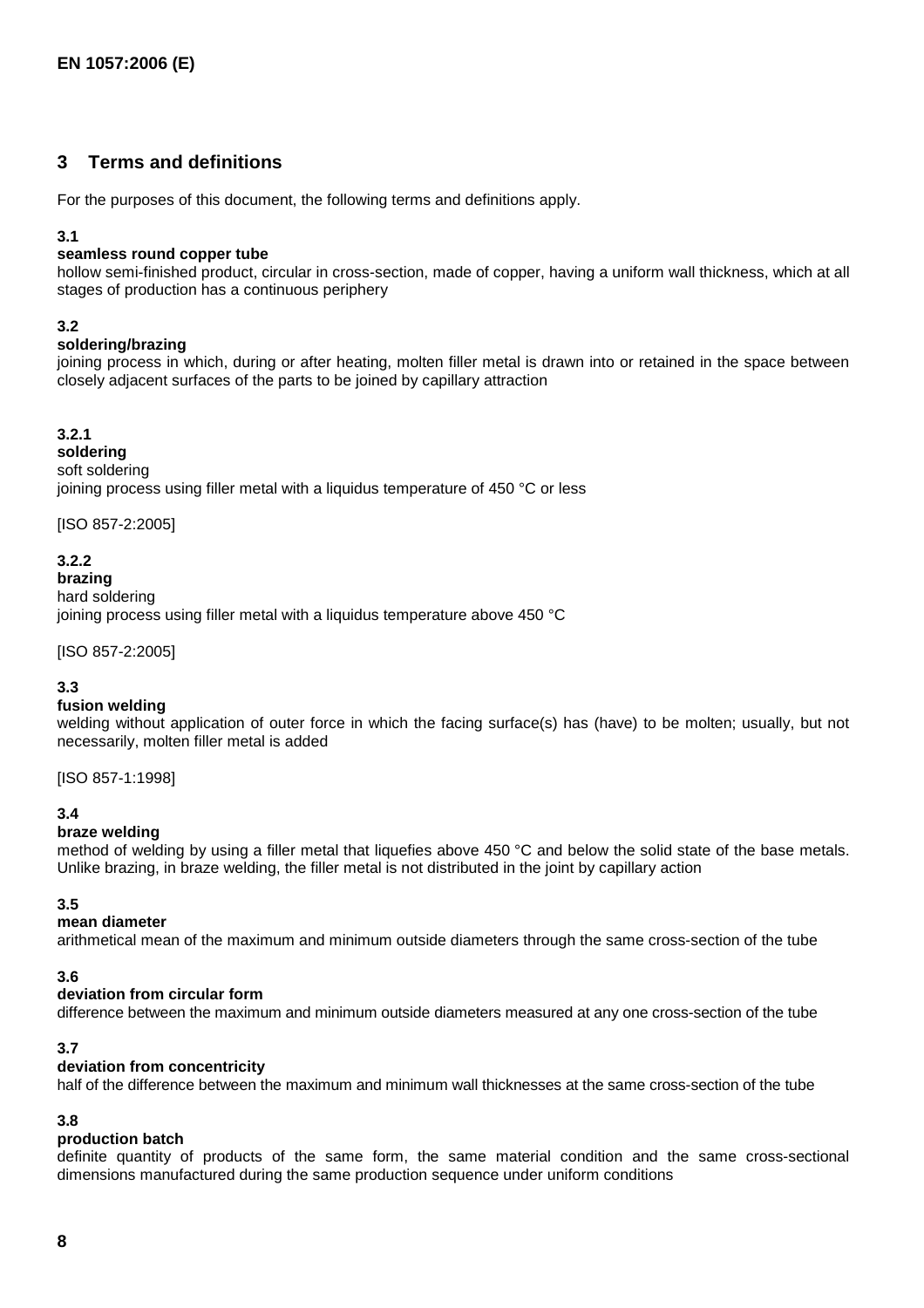## 3 Terms and definitions

For the purposes of this document, the following terms and definitions apply.

**3.1**

**seamless round copper tube**

hollow semi-finished product, circular in cross-section, made of copper, having a uniform wall thickness, which at all stages of production has a continuous periphery

**3.2**

**soldering/brazing**

joining process in which, during or after heating, molten filler metal is drawn into or retained in the space between closely adjacent surfaces of the parts to be joined by capillary attraction

**3.2.1**

**soldering**

soft soldering

joining process using filler metal with a liquidus temperature of 450 °C or less

[ISO 857-2:2005]

**3.2.2**

**brazing**

hard soldering

joining process using filler metal with a liquidus temperature above 450 °C

[ISO 857-2:2005]

**3.3**

**fusion welding**

welding without application of outer force in which the facing surface(s) has (have) to be molten; usually, but not necessarily, molten filler metal is added

[ISO 857-1:1998]

**3.4**

**braze welding**

method of welding by using a filler metal that liquefies above 450 °C and below the solid state of the base metals. Unlike brazing, in braze welding, the filler metal is not distributed in the joint by capillary action

**3.5**

**mean diameter**

arithmetical mean of the maximum and minimum outside diameters through the same cross-section of the tube

**3.6**

**deviation from circular form**

difference between the maximum and minimum outside diameters measured at any one cross-section of the tube

**3.7**

**deviation from concentricity**

half of the difference between the maximum and minimum wall thicknesses at the same cross-section of the tube

**3.8**

**production batch**

definite quantity of products of the same form, the same material condition and the same cross-sectional dimensions manufactured during the same production sequence under uniform conditions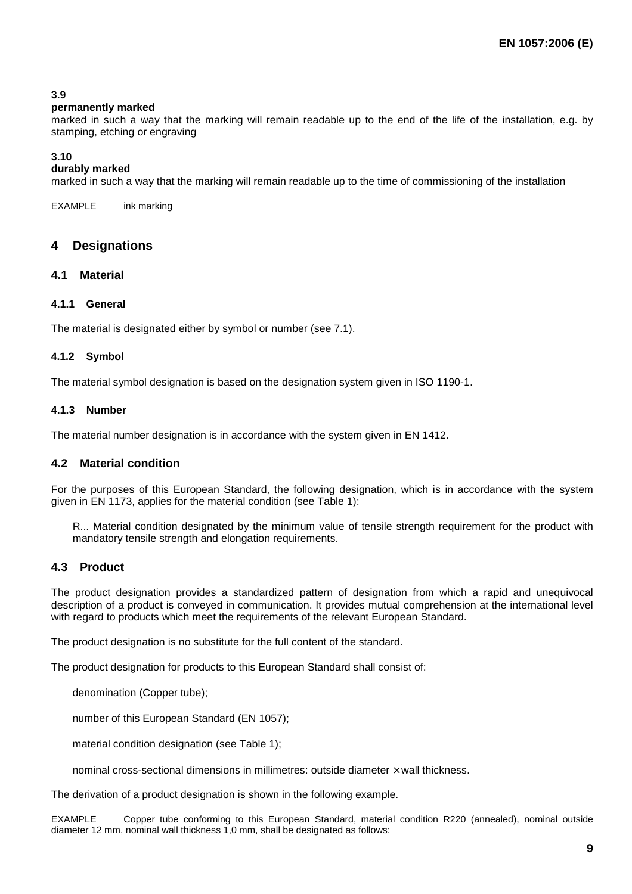**3.9**

**permanently marked**

marked in such a way that the marking will remain readable up to the end of the life of the installation, e.g. by stamping, etching or engraving

**3.10**

**durably marked**

marked in such a way that the marking will remain readable up to the time of commissioning of the installation

EXAMPLE ink marking

# 4 Designations

## 4.1 Material

### 4.1.1 General

The material is designated either by symbol or number (see 7.1).

### 4.1.2 Symbol

The material symbol designation is based on the designation system given in ISO 1190-1.

### 4.1.3 Number

The material number designation is in accordance with the system given in EN 1412.

## 4.2 Material condition

For the purposes of this European Standard, the following designation, which is in accordance with the system given in EN 1173, applies for the material condition (see Table 1):

R... Material condition designated by the minimum value of tensile strength requirement for the product with mandatory tensile strength and elongation requirements.

## 4.3 Product

The product designation provides a standardized pattern of designation from which a rapid and unequivocal description of a product is conveyed in communication. It provides mutual comprehension at the international level with regard to products which meet the requirements of the relevant European Standard.

The product designation is no substitute for the full content of the standard.

The product designation for products to this European Standard shall consist of:

denomination (Copper tube);

number of this European Standard (EN 1057);

material condition designation (see Table 1);

nominal cross-sectional dimensions in millimetres: outside diameter × wall thickness.

The derivation of a product designation is shown in the following example.

EXAMPLE Copper tube conforming to this European Standard, material condition R220 (annealed), nominal outside diameter 12 mm, nominal wall thickness 1,0 mm, shall be designated as follows: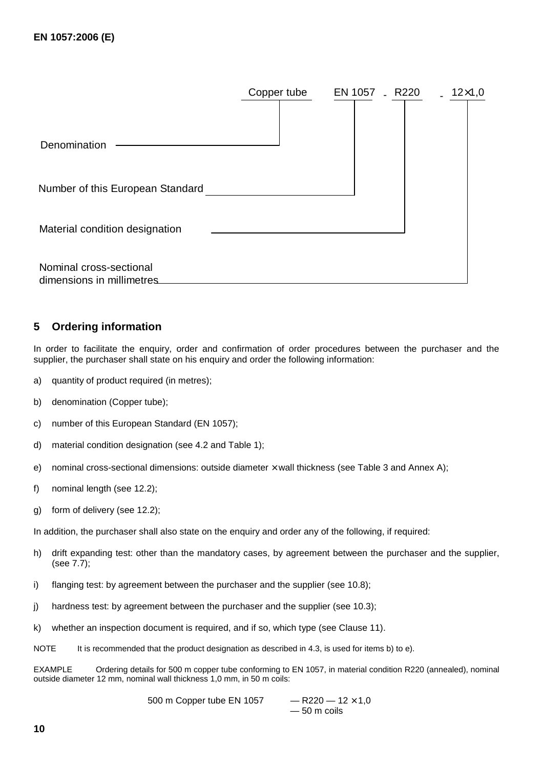Copper tube EN 1057 - R220 - 12×1,0

Denomination — Copper tube

Number of this European Standard — EN 1057

Material condition designation — R220

Nominal cross-sectional dimensions in millimetres — 12×1,0

## 5 Ordering information

In order to facilitate the enquiry, order and confirmation of order procedures between the purchaser and the supplier, the purchaser shall state on his enquiry and order the following information:

a) quantity of product required (in metres);

b) denomination (Copper tube);

c) number of this European Standard (EN 1057);

d) material condition designation (see 4.2 and Table 1);

e) nominal cross-sectional dimensions: outside diameter × wall thickness (see Table 3 and Annex A);

f) nominal length (see 12.2);

g) form of delivery (see 12.2);

In addition, the purchaser shall also state on the enquiry and order any of the following, if required:

h) drift expanding test: other than the mandatory cases, by agreement between the purchaser and the supplier, (see 7.7);

i) flanging test: by agreement between the purchaser and the supplier (see 10.8);

j) hardness test: by agreement between the purchaser and the supplier (see 10.3);

k) whether an inspection document is required, and if so, which type (see Clause 11).

NOTE It is recommended that the product designation as described in 4.3, is used for items b) to e).

EXAMPLE Ordering details for 500 m copper tube conforming to EN 1057, in material condition R220 (annealed), nominal outside diameter 12 mm, nominal wall thickness 1,0 mm, in 50 m coils:

500 m Copper tube EN 1057 — R220 — 12 × 1,0
— 50 m coils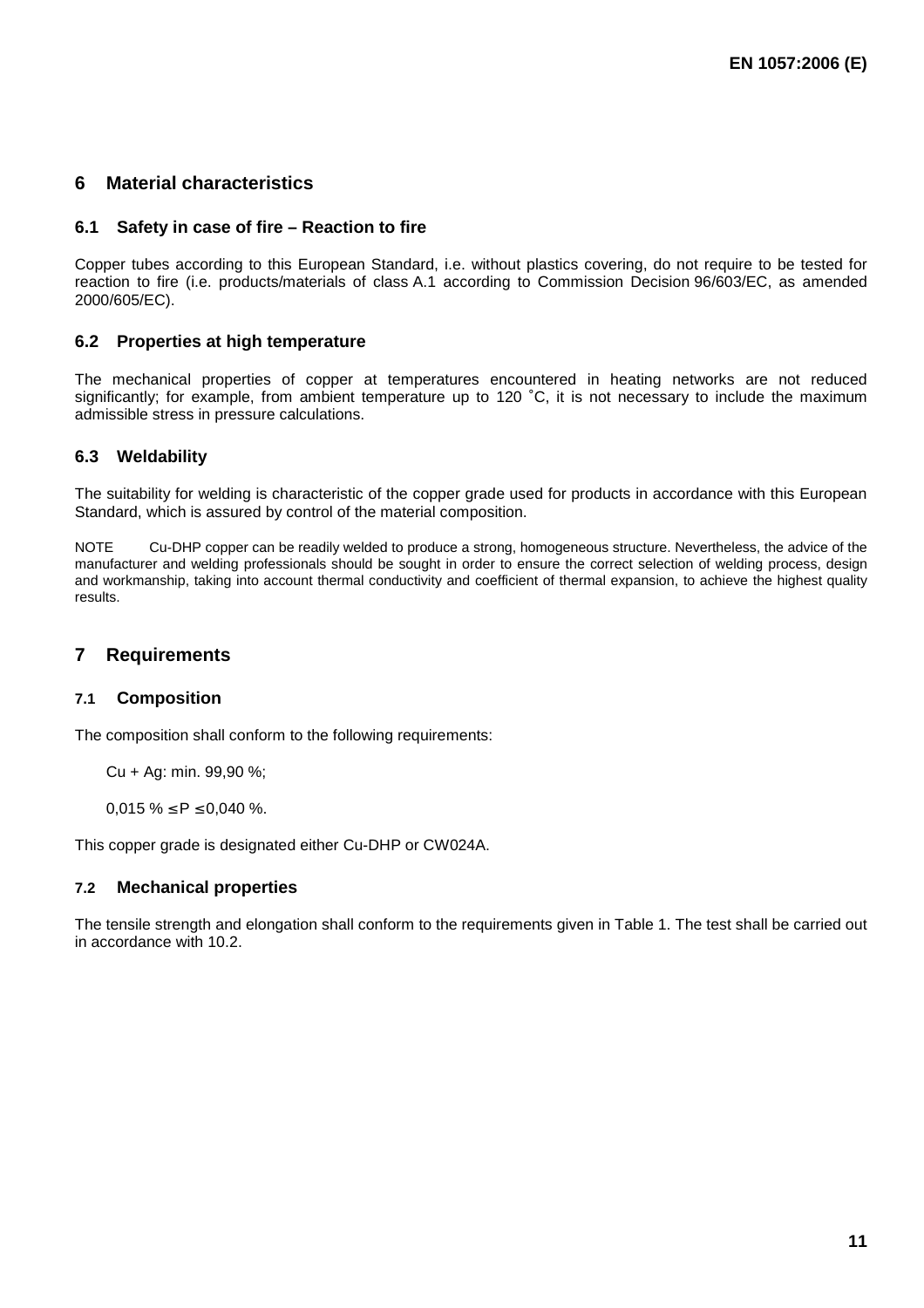# 6 Material characteristics

## 6.1 Safety in case of fire – Reaction to fire

Copper tubes according to this European Standard, i.e. without plastics covering, do not require to be tested for reaction to fire (i.e. products/materials of class A.1 according to Commission Decision 96/603/EC, as amended 2000/605/EC).

## 6.2 Properties at high temperature

The mechanical properties of copper at temperatures encountered in heating networks are not reduced significantly; for example, from ambient temperature up to 120 °C, it is not necessary to include the maximum admissible stress in pressure calculations.

## 6.3 Weldability

The suitability for welding is characteristic of the copper grade used for products in accordance with this European Standard, which is assured by control of the material composition.

NOTE Cu-DHP copper can be readily welded to produce a strong, homogeneous structure. Nevertheless, the advice of the manufacturer and welding professionals should be sought in order to ensure the correct selection of welding process, design and workmanship, taking into account thermal conductivity and coefficient of thermal expansion, to achieve the highest quality results.

# 7 Requirements

## 7.1 Composition

The composition shall conform to the following requirements:

Cu + Ag: min. 99,90 %;

$0{,}015\ \% \leq \text{P} \leq 0{,}040\ \%$.

This copper grade is designated either Cu-DHP or CW024A.

## 7.2 Mechanical properties

The tensile strength and elongation shall conform to the requirements given in Table 1. The test shall be carried out in accordance with 10.2.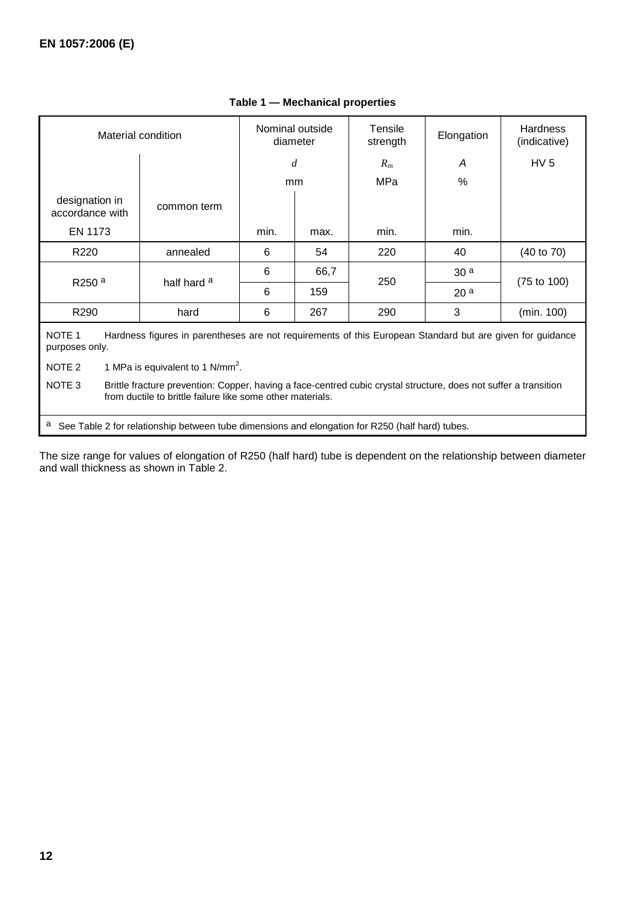**Table 1 — Mechanical properties**

| Material condition | | Nominal outside diameter | | Tensile strength | Elongation | Hardness (indicative) |
|---|---|---|---|---|---|---|
| | | $d$ | | $R_m$ | $A$ | HV 5 |
| | | mm | | MPa | % | |
| designation in accordance with EN 1173 | common term | min. | max. | min. | min. | |
| R220 | annealed | 6 | 54 | 220 | 40 | (40 to 70) |
| R250 [a] | half hard [a] | 6 | 66,7 | 250 | 30 [a] | (75 to 100) |
| | | 6 | 159 | | 20 [a] | |
| R290 | hard | 6 | 267 | 290 | 3 | (min. 100) |

NOTE 1 Hardness figures in parentheses are not requirements of this European Standard but are given for guidance purposes only.

NOTE 2 1 MPa is equivalent to 1 N/mm$^2$.

NOTE 3 Brittle fracture prevention: Copper, having a face-centred cubic crystal structure, does not suffer a transition from ductile to brittle failure like some other materials.

[a] See Table 2 for relationship between tube dimensions and elongation for R250 (half hard) tubes.

The size range for values of elongation of R250 (half hard) tube is dependent on the relationship between diameter and wall thickness as shown in Table 2.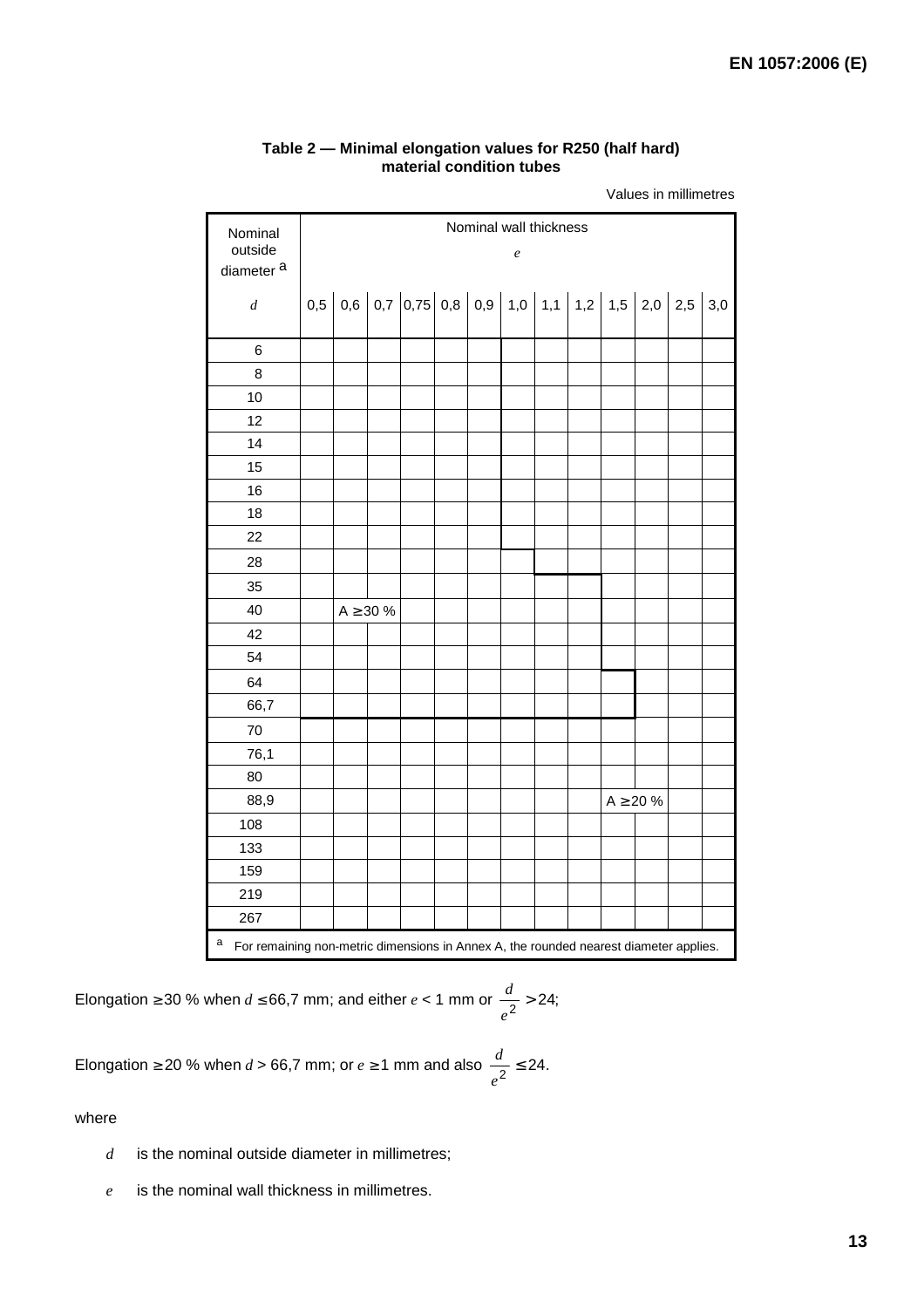**Table 2 — Minimal elongation values for R250 (half hard) material condition tubes**

Values in millimetres

| Nominal outside diameter [a] $d$ | Nominal wall thickness $e$ | | | | | | | | | | | | |
|---|---|---|---|---|---|---|---|---|---|---|---|---|---|
| | 0,5 | 0,6 | 0,7 | 0,75 | 0,8 | 0,9 | 1,0 | 1,1 | 1,2 | 1,5 | 2,0 | 2,5 | 3,0 |
| 6 | | | | | | | | | | | | | |
| 8 | | | | | | | | | | | | | |
| 10 | | | | | | | | | | | | | |
| 12 | | | | | | | | | | | | | |
| 14 | | | | | | | | | | | | | |
| 15 | | | | | | | | | | | | | |
| 16 | | | | | | | | | | | | | |
| 18 | | | | | | | | | | | | | |
| 22 | | | | | | | | | | | | | |
| 28 | | | | | | | | | | | | | |
| 35 | | | | | | | | | | | | | |
| 40 | | A ≥ 30 % | | | | | | | | | | | |
| 42 | | | | | | | | | | | | | |
| 54 | | | | | | | | | | | | | |
| 64 | | | | | | | | | | | | | |
| 66,7 | | | | | | | | | | | | | |
| 70 | | | | | | | | | | | | | |
| 76,1 | | | | | | | | | | | | | |
| 80 | | | | | | | | | | | | | |
| 88,9 | | | | | | | | | | A ≥ 20 % | | | |
| 108 | | | | | | | | | | | | | |
| 133 | | | | | | | | | | | | | |
| 159 | | | | | | | | | | | | | |
| 219 | | | | | | | | | | | | | |
| 267 | | | | | | | | | | | | | |

[a] For remaining non-metric dimensions in Annex A, the rounded nearest diameter applies.

Elongation ≥ 30 % when $d \leq 66,7$ mm; and either $e < 1$ mm or $\frac{d}{e^2} > 24$;

Elongation ≥ 20 % when $d > 66,7$ mm; or $e \geq 1$ mm and also $\frac{d}{e^2} \leq 24$.

where

- $d$ is the nominal outside diameter in millimetres;
- $e$ is the nominal wall thickness in millimetres.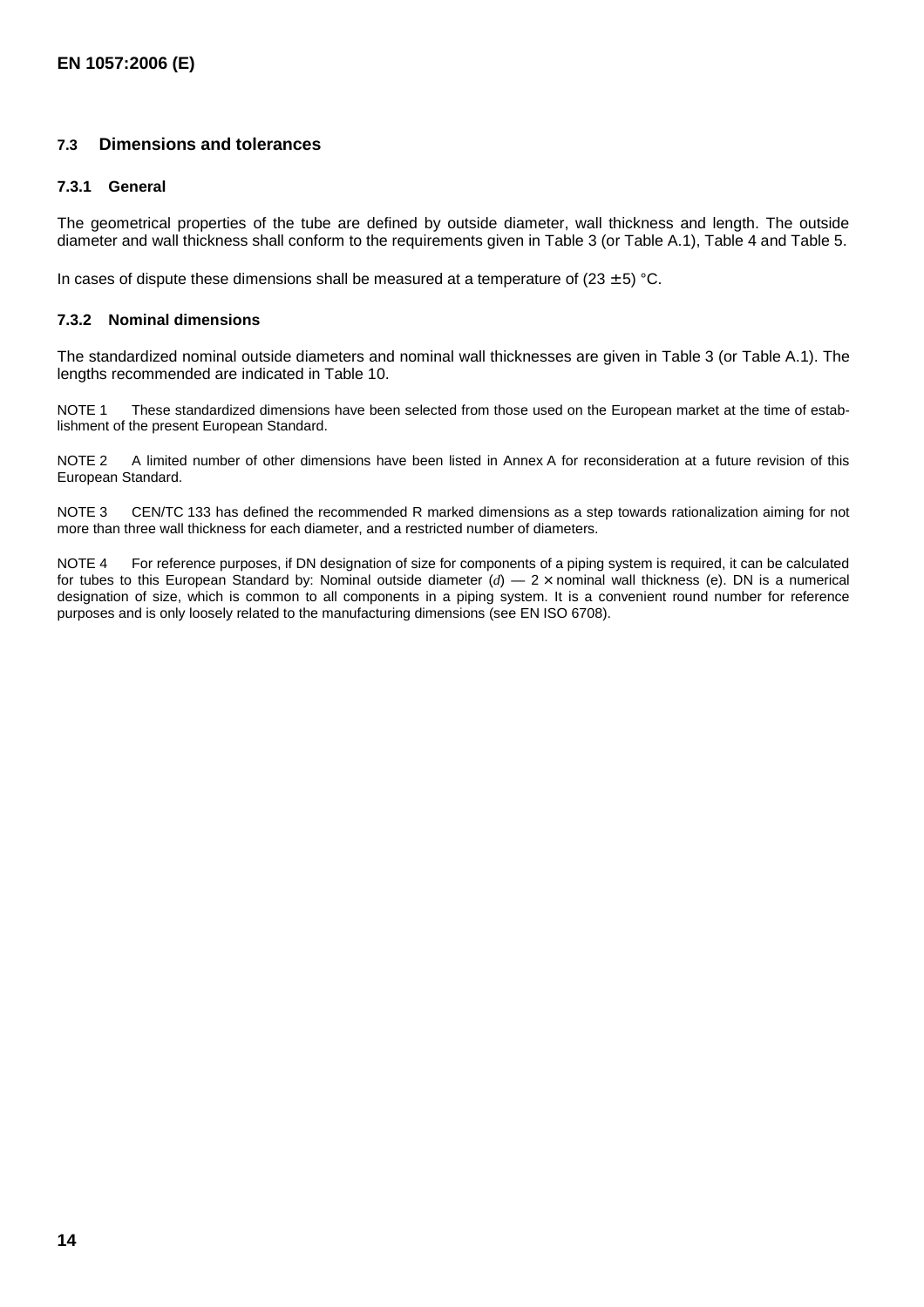### 7.3 Dimensions and tolerances

#### 7.3.1 General

The geometrical properties of the tube are defined by outside diameter, wall thickness and length. The outside diameter and wall thickness shall conform to the requirements given in Table 3 (or Table A.1), Table 4 and Table 5.

In cases of dispute these dimensions shall be measured at a temperature of $(23 \pm 5)$ °C.

#### 7.3.2 Nominal dimensions

The standardized nominal outside diameters and nominal wall thicknesses are given in Table 3 (or Table A.1). The lengths recommended are indicated in Table 10.

NOTE 1 These standardized dimensions have been selected from those used on the European market at the time of establishment of the present European Standard.

NOTE 2 A limited number of other dimensions have been listed in Annex A for reconsideration at a future revision of this European Standard.

NOTE 3 CEN/TC 133 has defined the recommended R marked dimensions as a step towards rationalization aiming for not more than three wall thickness for each diameter, and a restricted number of diameters.

NOTE 4 For reference purposes, if DN designation of size for components of a piping system is required, it can be calculated for tubes to this European Standard by: Nominal outside diameter ($d$) — 2 × nominal wall thickness (e). DN is a numerical designation of size, which is common to all components in a piping system. It is a convenient round number for reference purposes and is only loosely related to the manufacturing dimensions (see EN ISO 6708).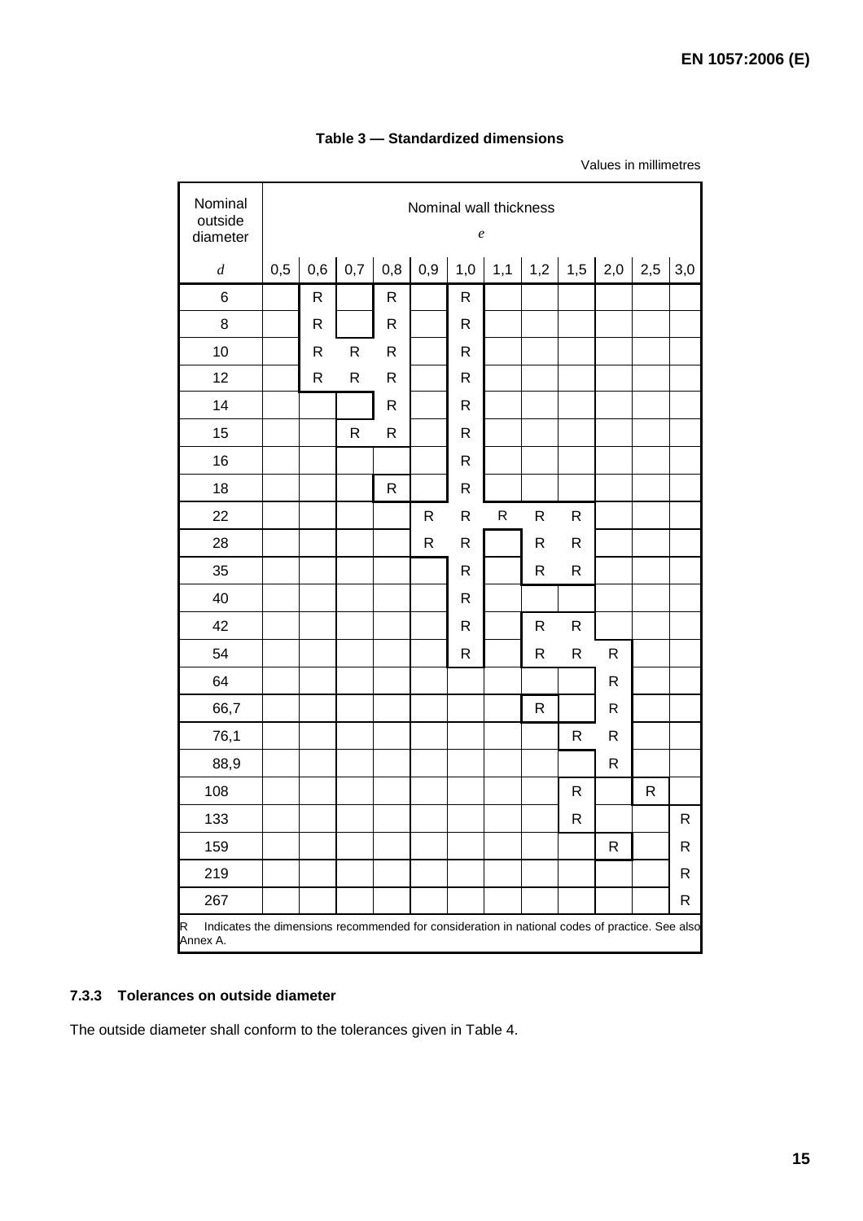**Table 3 — Standardized dimensions**

Values in millimetres

| Nominal outside diameter | Nominal wall thickness | | | | | | | | | | | |
|---|---|---|---|---|---|---|---|---|---|---|---|---|
| | $e$ | | | | | | | | | | | |
| $d$ | 0,5 | 0,6 | 0,7 | 0,8 | 0,9 | 1,0 | 1,1 | 1,2 | 1,5 | 2,0 | 2,5 | 3,0 |
| 6 | | R | | R | | R | | | | | | |
| 8 | | R | | R | | R | | | | | | |
| 10 | | R | R | R | | R | | | | | | |
| 12 | | R | R | R | | R | | | | | | |
| 14 | | | | R | | R | | | | | | |
| 15 | | | R | R | | R | | | | | | |
| 16 | | | | | | R | | | | | | |
| 18 | | | | R | | R | | | | | | |
| 22 | | | | | R | R | R | R | R | | | |
| 28 | | | | | R | R | | R | R | | | |
| 35 | | | | | | R | | R | R | | | |
| 40 | | | | | | R | | | | | | |
| 42 | | | | | | R | | R | R | | | |
| 54 | | | | | | R | | R | R | R | | |
| 64 | | | | | | | | | | R | | |
| 66,7 | | | | | | | | R | | R | | |
| 76,1 | | | | | | | | | R | R | | |
| 88,9 | | | | | | | | | | R | | |
| 108 | | | | | | | | | R | | R | |
| 133 | | | | | | | | | R | | | R |
| 159 | | | | | | | | | | R | | R |
| 219 | | | | | | | | | | | | R |
| 267 | | | | | | | | | | | | R |

R Indicates the dimensions recommended for consideration in national codes of practice. See also Annex A.

### 7.3.3 Tolerances on outside diameter

The outside diameter shall conform to the tolerances given in Table 4.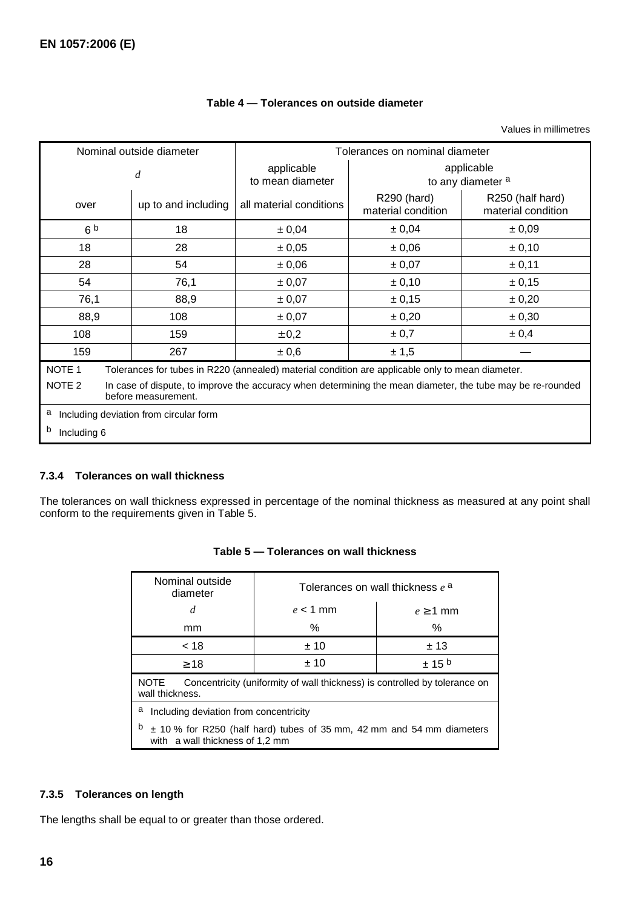**Table 4 — Tolerances on outside diameter**

Values in millimetres

| Nominal outside diameter | | Tolerances on nominal diameter | | |
|---|---|---|---|---|
| *d* | | applicable to mean diameter | applicable to any diameter [a] | |
| over | up to and including | all material conditions | R290 (hard) material condition | R250 (half hard) material condition |
| 6 [b] | 18 | ± 0,04 | ± 0,04 | ± 0,09 |
| 18 | 28 | ± 0,05 | ± 0,06 | ± 0,10 |
| 28 | 54 | ± 0,06 | ± 0,07 | ± 0,11 |
| 54 | 76,1 | ± 0,07 | ± 0,10 | ± 0,15 |
| 76,1 | 88,9 | ± 0,07 | ± 0,15 | ± 0,20 |
| 88,9 | 108 | ± 0,07 | ± 0,20 | ± 0,30 |
| 108 | 159 | ± 0,2 | ± 0,7 | ± 0,4 |
| 159 | 267 | ± 0,6 | ± 1,5 | — |

NOTE 1 Tolerances for tubes in R220 (annealed) material condition are applicable only to mean diameter.

NOTE 2 In case of dispute, to improve the accuracy when determining the mean diameter, the tube may be re-rounded before measurement.

[a] Including deviation from circular form

[b] Including 6

### 7.3.4 Tolerances on wall thickness

The tolerances on wall thickness expressed in percentage of the nominal thickness as measured at any point shall conform to the requirements given in Table 5.

**Table 5 — Tolerances on wall thickness**

| Nominal outside diameter | Tolerances on wall thickness $e$ [a] | |
|---|---|---|
| $d$ | $e < 1$ mm | $e \geq 1$ mm |
| mm | % | % |
| < 18 | ± 10 | ± 13 |
| ≥ 18 | ± 10 | ± 15 [b] |

NOTE Concentricity (uniformity of wall thickness) is controlled by tolerance on wall thickness.

[a] Including deviation from concentricity

[b] ± 10 % for R250 (half hard) tubes of 35 mm, 42 mm and 54 mm diameters with a wall thickness of 1,2 mm

### 7.3.5 Tolerances on length

The lengths shall be equal to or greater than those ordered.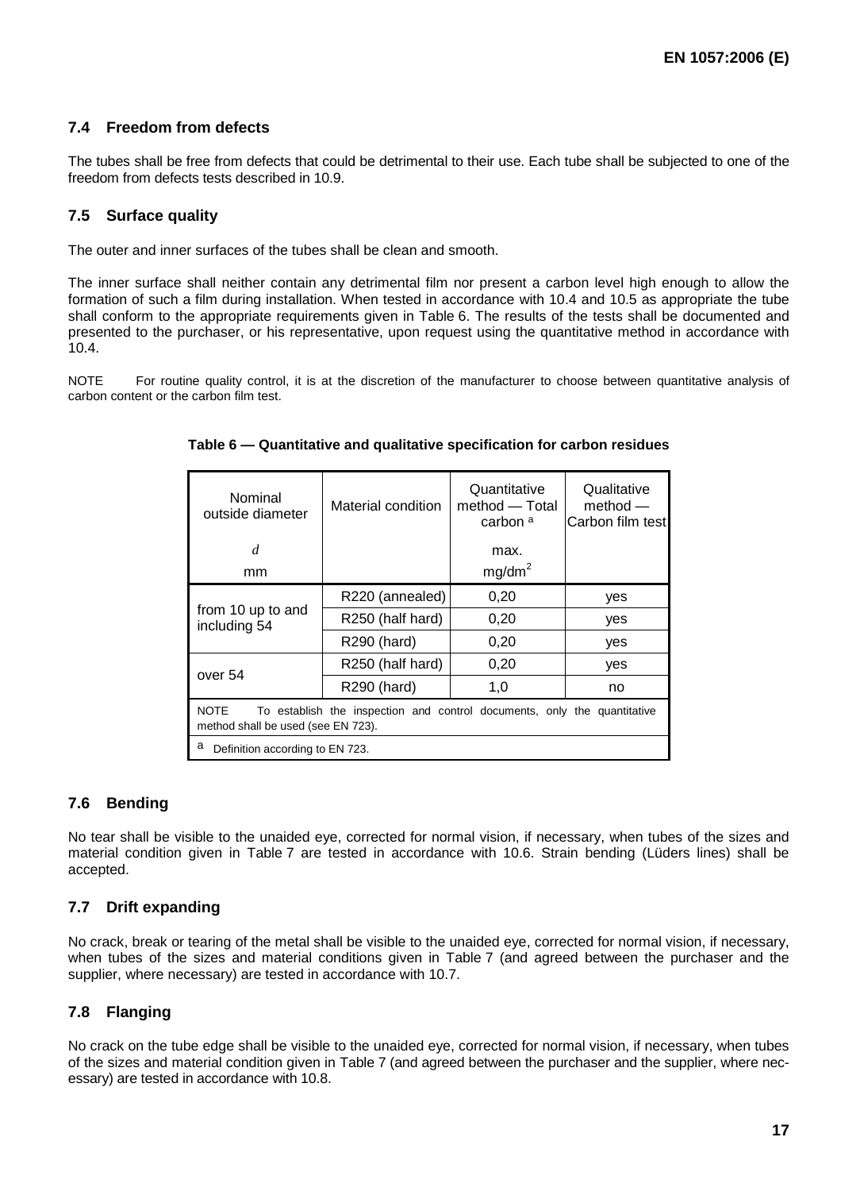## 7.4 Freedom from defects

The tubes shall be free from defects that could be detrimental to their use. Each tube shall be subjected to one of the freedom from defects tests described in 10.9.

## 7.5 Surface quality

The outer and inner surfaces of the tubes shall be clean and smooth.

The inner surface shall neither contain any detrimental film nor present a carbon level high enough to allow the formation of such a film during installation. When tested in accordance with 10.4 and 10.5 as appropriate the tube shall conform to the appropriate requirements given in Table 6. The results of the tests shall be documented and presented to the purchaser, or his representative, upon request using the quantitative method in accordance with 10.4.

NOTE For routine quality control, it is at the discretion of the manufacturer to choose between quantitative analysis of carbon content or the carbon film test.

**Table 6 — Quantitative and qualitative specification for carbon residues**

| Nominal outside diameter $d$ mm | Material condition | Quantitative method — Total carbon [a] max. mg/dm$^2$ | Qualitative method — Carbon film test |
|---|---|---|---|
| from 10 up to and including 54 | R220 (annealed) | 0,20 | yes |
| | R250 (half hard) | 0,20 | yes |
| | R290 (hard) | 0,20 | yes |
| over 54 | R250 (half hard) | 0,20 | yes |
| | R290 (hard) | 1,0 | no |
| NOTE To establish the inspection and control documents, only the quantitative method shall be used (see EN 723). | | | |
| [a] Definition according to EN 723. | | | |

## 7.6 Bending

No tear shall be visible to the unaided eye, corrected for normal vision, if necessary, when tubes of the sizes and material condition given in Table 7 are tested in accordance with 10.6. Strain bending (Lüders lines) shall be accepted.

## 7.7 Drift expanding

No crack, break or tearing of the metal shall be visible to the unaided eye, corrected for normal vision, if necessary, when tubes of the sizes and material conditions given in Table 7 (and agreed between the purchaser and the supplier, where necessary) are tested in accordance with 10.7.

## 7.8 Flanging

No crack on the tube edge shall be visible to the unaided eye, corrected for normal vision, if necessary, when tubes of the sizes and material condition given in Table 7 (and agreed between the purchaser and the supplier, where necessary) are tested in accordance with 10.8.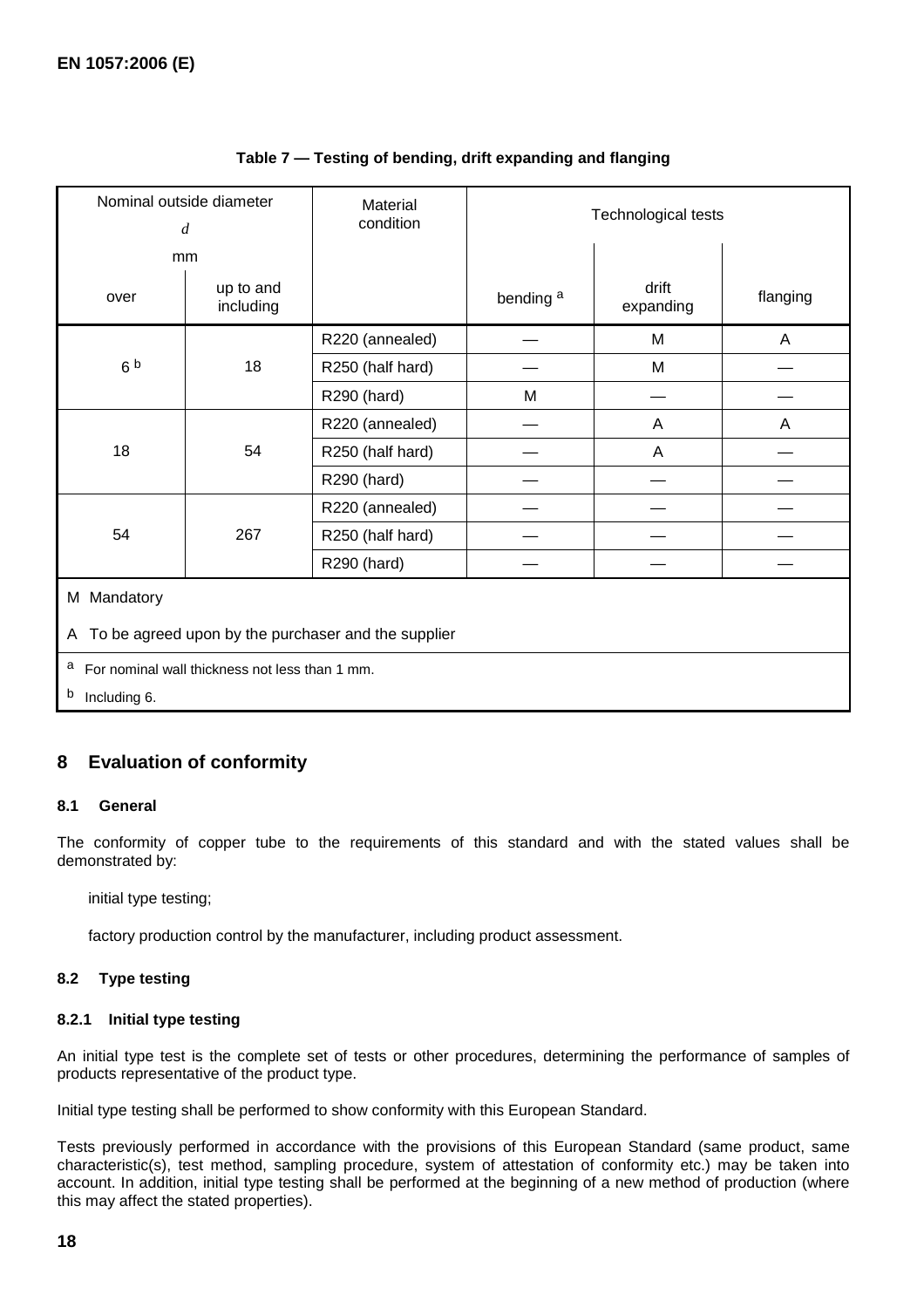**Table 7 — Testing of bending, drift expanding and flanging**

| Nominal outside diameter $d$ mm | | Material condition | Technological tests | | |
|---|---|---|---|---|---|
| over | up to and including | | bending [a] | drift expanding | flanging |
| 6 [b] | 18 | R220 (annealed) | — | M | A |
| | | R250 (half hard) | — | M | — |
| | | R290 (hard) | M | — | — |
| 18 | 54 | R220 (annealed) | — | A | A |
| | | R250 (half hard) | — | A | — |
| | | R290 (hard) | — | — | — |
| 54 | 267 | R220 (annealed) | — | — | — |
| | | R250 (half hard) | — | — | — |
| | | R290 (hard) | — | — | — |

M Mandatory

A To be agreed upon by the purchaser and the supplier

[a] For nominal wall thickness not less than 1 mm.

[b] Including 6.

## 8 Evaluation of conformity

### 8.1 General

The conformity of copper tube to the requirements of this standard and with the stated values shall be demonstrated by:

initial type testing;

factory production control by the manufacturer, including product assessment.

### 8.2 Type testing

#### 8.2.1 Initial type testing

An initial type test is the complete set of tests or other procedures, determining the performance of samples of products representative of the product type.

Initial type testing shall be performed to show conformity with this European Standard.

Tests previously performed in accordance with the provisions of this European Standard (same product, same characteristic(s), test method, sampling procedure, system of attestation of conformity etc.) may be taken into account. In addition, initial type testing shall be performed at the beginning of a new method of production (where this may affect the stated properties).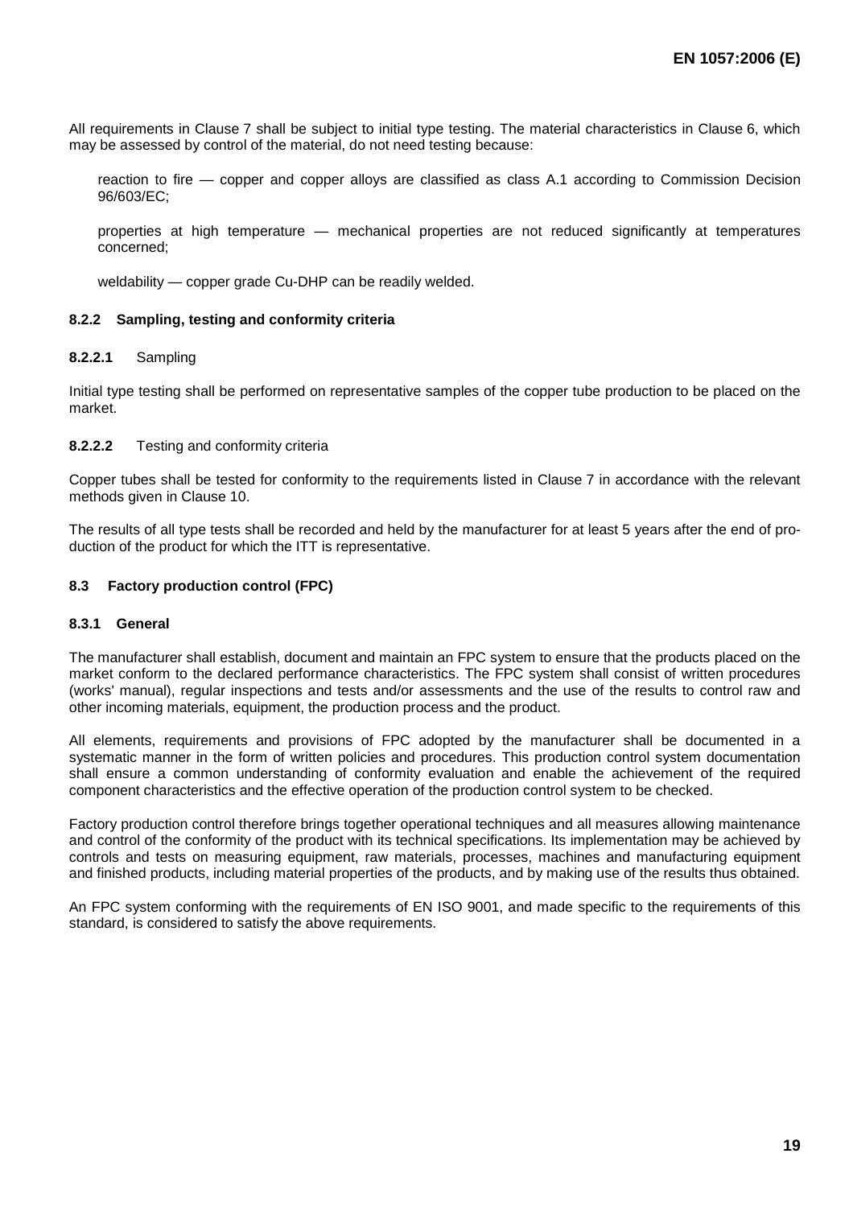All requirements in Clause 7 shall be subject to initial type testing. The material characteristics in Clause 6, which may be assessed by control of the material, do not need testing because:

reaction to fire — copper and copper alloys are classified as class A.1 according to Commission Decision 96/603/EC;

properties at high temperature — mechanical properties are not reduced significantly at temperatures concerned;

weldability — copper grade Cu-DHP can be readily welded.

#### 8.2.2 Sampling, testing and conformity criteria

**8.2.2.1** Sampling

Initial type testing shall be performed on representative samples of the copper tube production to be placed on the market.

**8.2.2.2** Testing and conformity criteria

Copper tubes shall be tested for conformity to the requirements listed in Clause 7 in accordance with the relevant methods given in Clause 10.

The results of all type tests shall be recorded and held by the manufacturer for at least 5 years after the end of production of the product for which the ITT is representative.

### 8.3 Factory production control (FPC)

#### 8.3.1 General

The manufacturer shall establish, document and maintain an FPC system to ensure that the products placed on the market conform to the declared performance characteristics. The FPC system shall consist of written procedures (works' manual), regular inspections and tests and/or assessments and the use of the results to control raw and other incoming materials, equipment, the production process and the product.

All elements, requirements and provisions of FPC adopted by the manufacturer shall be documented in a systematic manner in the form of written policies and procedures. This production control system documentation shall ensure a common understanding of conformity evaluation and enable the achievement of the required component characteristics and the effective operation of the production control system to be checked.

Factory production control therefore brings together operational techniques and all measures allowing maintenance and control of the conformity of the product with its technical specifications. Its implementation may be achieved by controls and tests on measuring equipment, raw materials, processes, machines and manufacturing equipment and finished products, including material properties of the products, and by making use of the results thus obtained.

An FPC system conforming with the requirements of EN ISO 9001, and made specific to the requirements of this standard, is considered to satisfy the above requirements.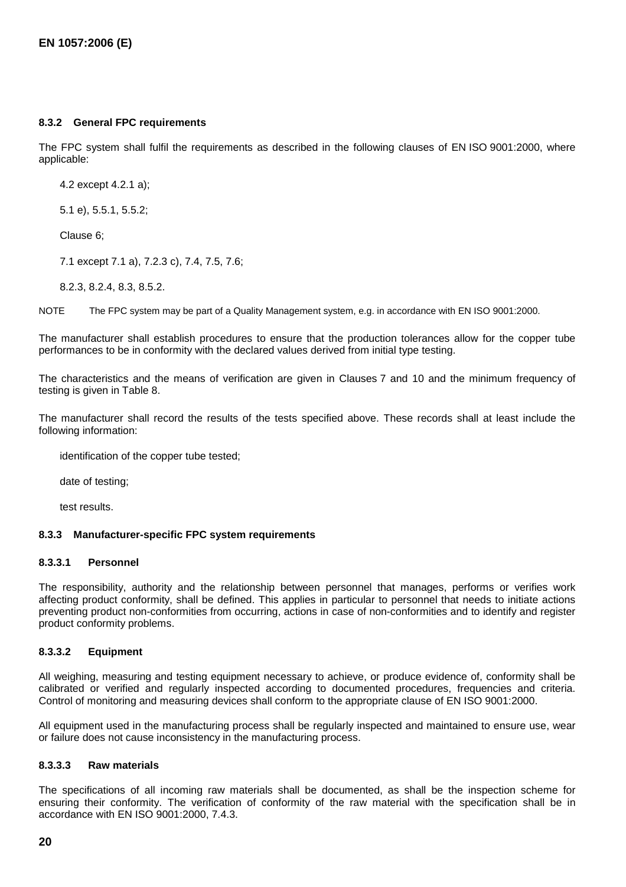#### 8.3.2 General FPC requirements

The FPC system shall fulfil the requirements as described in the following clauses of EN ISO 9001:2000, where applicable:

4.2 except 4.2.1 a);

5.1 e), 5.5.1, 5.5.2;

Clause 6;

7.1 except 7.1 a), 7.2.3 c), 7.4, 7.5, 7.6;

8.2.3, 8.2.4, 8.3, 8.5.2.

NOTE The FPC system may be part of a Quality Management system, e.g. in accordance with EN ISO 9001:2000.

The manufacturer shall establish procedures to ensure that the production tolerances allow for the copper tube performances to be in conformity with the declared values derived from initial type testing.

The characteristics and the means of verification are given in Clauses 7 and 10 and the minimum frequency of testing is given in Table 8.

The manufacturer shall record the results of the tests specified above. These records shall at least include the following information:

identification of the copper tube tested;

date of testing;

test results.

#### 8.3.3 Manufacturer-specific FPC system requirements

##### 8.3.3.1 Personnel

The responsibility, authority and the relationship between personnel that manages, performs or verifies work affecting product conformity, shall be defined. This applies in particular to personnel that needs to initiate actions preventing product non-conformities from occurring, actions in case of non-conformities and to identify and register product conformity problems.

##### 8.3.3.2 Equipment

All weighing, measuring and testing equipment necessary to achieve, or produce evidence of, conformity shall be calibrated or verified and regularly inspected according to documented procedures, frequencies and criteria. Control of monitoring and measuring devices shall conform to the appropriate clause of EN ISO 9001:2000.

All equipment used in the manufacturing process shall be regularly inspected and maintained to ensure use, wear or failure does not cause inconsistency in the manufacturing process.

##### 8.3.3.3 Raw materials

The specifications of all incoming raw materials shall be documented, as shall be the inspection scheme for ensuring their conformity. The verification of conformity of the raw material with the specification shall be in accordance with EN ISO 9001:2000, 7.4.3.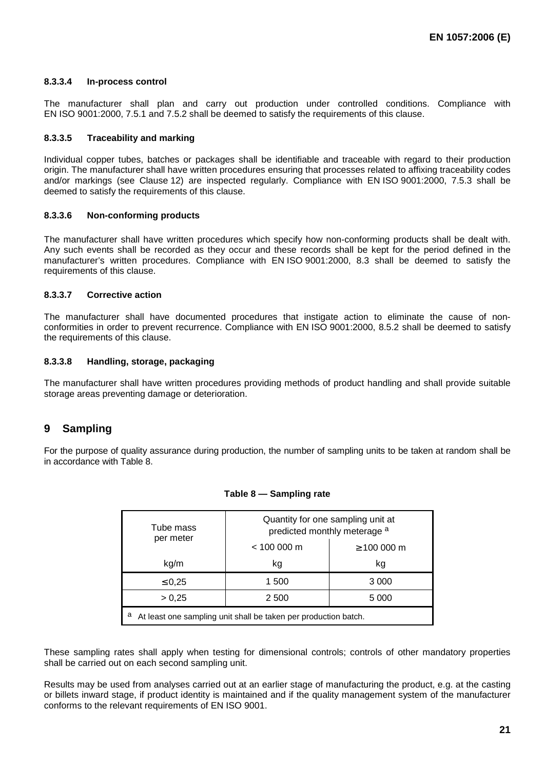#### 8.3.3.4 In-process control

The manufacturer shall plan and carry out production under controlled conditions. Compliance with EN ISO 9001:2000, 7.5.1 and 7.5.2 shall be deemed to satisfy the requirements of this clause.

#### 8.3.3.5 Traceability and marking

Individual copper tubes, batches or packages shall be identifiable and traceable with regard to their production origin. The manufacturer shall have written procedures ensuring that processes related to affixing traceability codes and/or markings (see Clause 12) are inspected regularly. Compliance with EN ISO 9001:2000, 7.5.3 shall be deemed to satisfy the requirements of this clause.

#### 8.3.3.6 Non-conforming products

The manufacturer shall have written procedures which specify how non-conforming products shall be dealt with. Any such events shall be recorded as they occur and these records shall be kept for the period defined in the manufacturer's written procedures. Compliance with EN ISO 9001:2000, 8.3 shall be deemed to satisfy the requirements of this clause.

#### 8.3.3.7 Corrective action

The manufacturer shall have documented procedures that instigate action to eliminate the cause of non-conformities in order to prevent recurrence. Compliance with EN ISO 9001:2000, 8.5.2 shall be deemed to satisfy the requirements of this clause.

#### 8.3.3.8 Handling, storage, packaging

The manufacturer shall have written procedures providing methods of product handling and shall provide suitable storage areas preventing damage or deterioration.

## 9 Sampling

For the purpose of quality assurance during production, the number of sampling units to be taken at random shall be in accordance with Table 8.

**Table 8 — Sampling rate**

| Tube mass per meter | Quantity for one sampling unit at predicted monthly meterage [a] | |
|---|---|---|
| | < 100 000 m | ≥ 100 000 m |
| kg/m | kg | kg |
| ≤ 0,25 | 1 500 | 3 000 |
| > 0,25 | 2 500 | 5 000 |

[a] At least one sampling unit shall be taken per production batch.

These sampling rates shall apply when testing for dimensional controls; controls of other mandatory properties shall be carried out on each second sampling unit.

Results may be used from analyses carried out at an earlier stage of manufacturing the product, e.g. at the casting or billets inward stage, if product identity is maintained and if the quality management system of the manufacturer conforms to the relevant requirements of EN ISO 9001.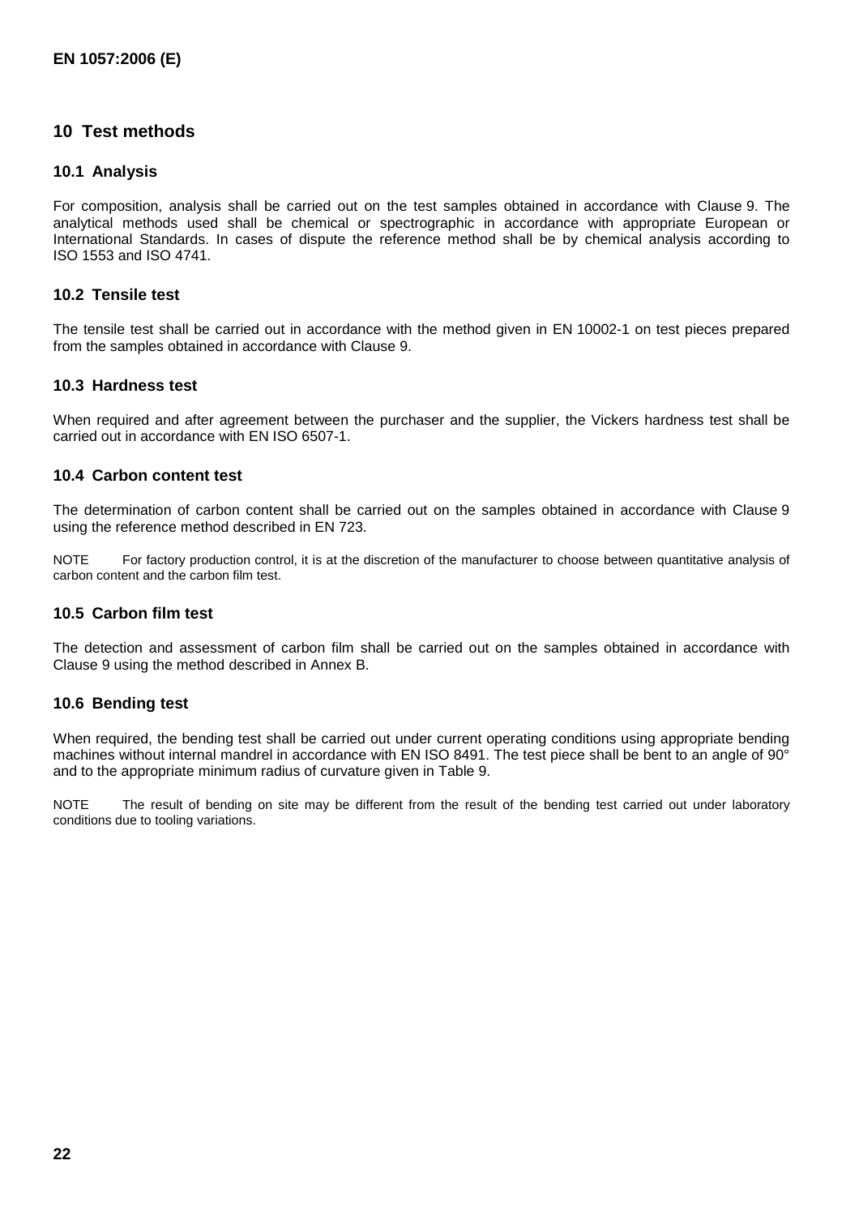## 10 Test methods

### 10.1 Analysis

For composition, analysis shall be carried out on the test samples obtained in accordance with Clause 9. The analytical methods used shall be chemical or spectrographic in accordance with appropriate European or International Standards. In cases of dispute the reference method shall be by chemical analysis according to ISO 1553 and ISO 4741.

### 10.2 Tensile test

The tensile test shall be carried out in accordance with the method given in EN 10002-1 on test pieces prepared from the samples obtained in accordance with Clause 9.

### 10.3 Hardness test

When required and after agreement between the purchaser and the supplier, the Vickers hardness test shall be carried out in accordance with EN ISO 6507-1.

### 10.4 Carbon content test

The determination of carbon content shall be carried out on the samples obtained in accordance with Clause 9 using the reference method described in EN 723.

NOTE For factory production control, it is at the discretion of the manufacturer to choose between quantitative analysis of carbon content and the carbon film test.

### 10.5 Carbon film test

The detection and assessment of carbon film shall be carried out on the samples obtained in accordance with Clause 9 using the method described in Annex B.

### 10.6 Bending test

When required, the bending test shall be carried out under current operating conditions using appropriate bending machines without internal mandrel in accordance with EN ISO 8491. The test piece shall be bent to an angle of 90° and to the appropriate minimum radius of curvature given in Table 9.

NOTE The result of bending on site may be different from the result of the bending test carried out under laboratory conditions due to tooling variations.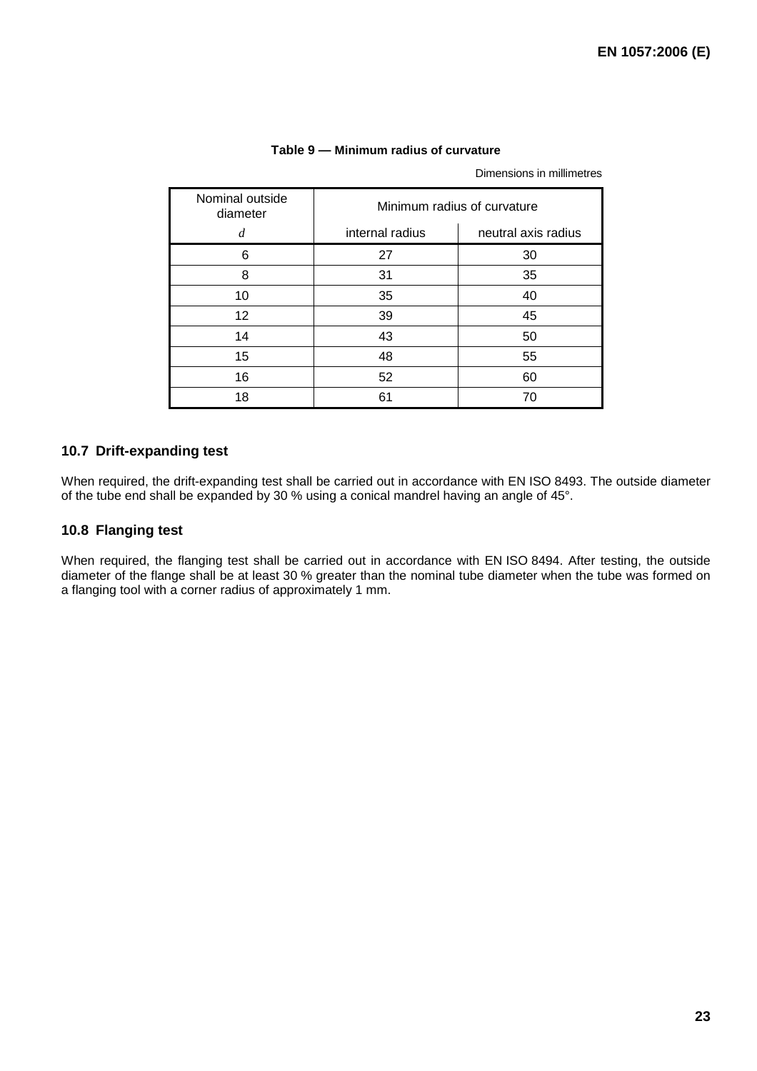**Table 9 — Minimum radius of curvature**

Dimensions in millimetres

| Nominal outside diameter | Minimum radius of curvature | |
|---|---|---|
| *d* | internal radius | neutral axis radius |
| 6 | 27 | 30 |
| 8 | 31 | 35 |
| 10 | 35 | 40 |
| 12 | 39 | 45 |
| 14 | 43 | 50 |
| 15 | 48 | 55 |
| 16 | 52 | 60 |
| 18 | 61 | 70 |

## 10.7 Drift-expanding test

When required, the drift-expanding test shall be carried out in accordance with EN ISO 8493. The outside diameter of the tube end shall be expanded by 30 % using a conical mandrel having an angle of 45°.

## 10.8 Flanging test

When required, the flanging test shall be carried out in accordance with EN ISO 8494. After testing, the outside diameter of the flange shall be at least 30 % greater than the nominal tube diameter when the tube was formed on a flanging tool with a corner radius of approximately 1 mm.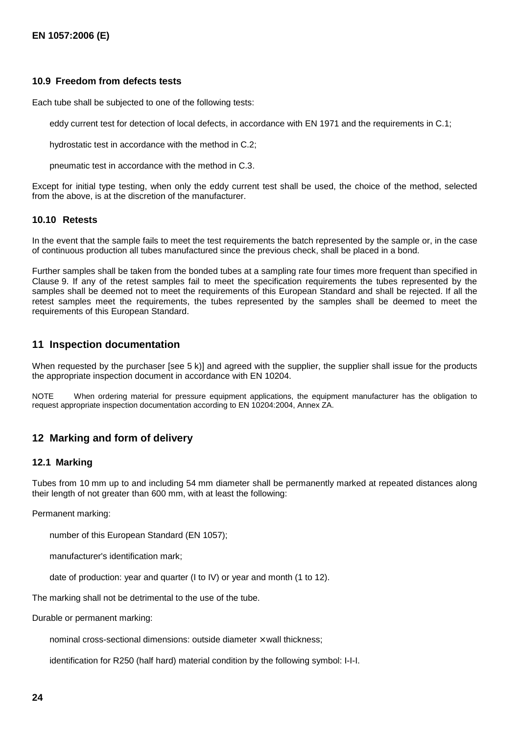### 10.9 Freedom from defects tests

Each tube shall be subjected to one of the following tests:

- eddy current test for detection of local defects, in accordance with EN 1971 and the requirements in C.1;
- hydrostatic test in accordance with the method in C.2;
- pneumatic test in accordance with the method in C.3.

Except for initial type testing, when only the eddy current test shall be used, the choice of the method, selected from the above, is at the discretion of the manufacturer.

### 10.10 Retests

In the event that the sample fails to meet the test requirements the batch represented by the sample or, in the case of continuous production all tubes manufactured since the previous check, shall be placed in a bond.

Further samples shall be taken from the bonded tubes at a sampling rate four times more frequent than specified in Clause 9. If any of the retest samples fail to meet the specification requirements the tubes represented by the samples shall be deemed not to meet the requirements of this European Standard and shall be rejected. If all the retest samples meet the requirements, the tubes represented by the samples shall be deemed to meet the requirements of this European Standard.

## 11 Inspection documentation

When requested by the purchaser [see 5 k)] and agreed with the supplier, the supplier shall issue for the products the appropriate inspection document in accordance with EN 10204.

NOTE When ordering material for pressure equipment applications, the equipment manufacturer has the obligation to request appropriate inspection documentation according to EN 10204:2004, Annex ZA.

## 12 Marking and form of delivery

### 12.1 Marking

Tubes from 10 mm up to and including 54 mm diameter shall be permanently marked at repeated distances along their length of not greater than 600 mm, with at least the following:

Permanent marking:

- number of this European Standard (EN 1057);
- manufacturer's identification mark;
- date of production: year and quarter (I to IV) or year and month (1 to 12).

The marking shall not be detrimental to the use of the tube.

Durable or permanent marking:

- nominal cross-sectional dimensions: outside diameter × wall thickness;
- identification for R250 (half hard) material condition by the following symbol: I-I-I.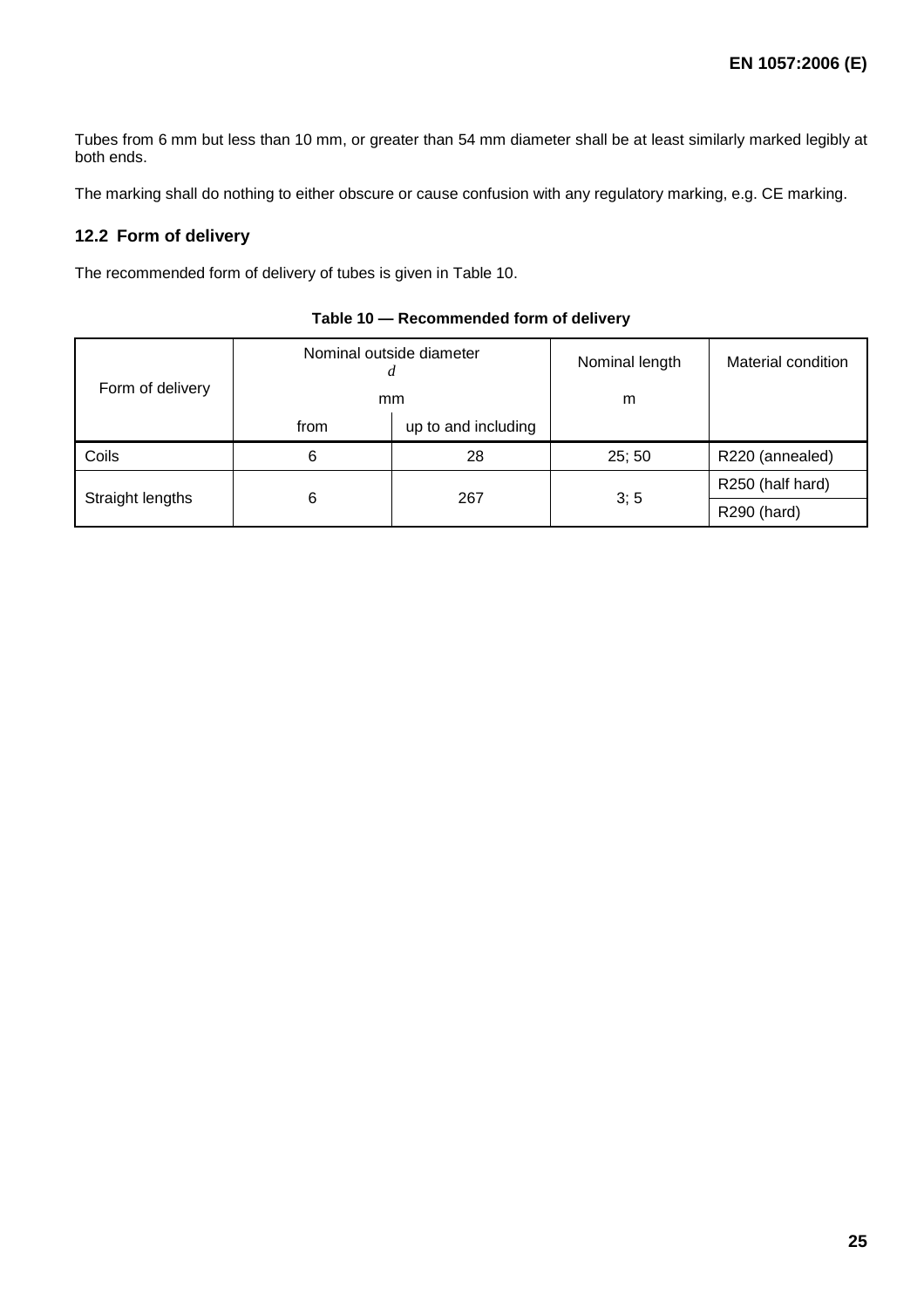Tubes from 6 mm but less than 10 mm, or greater than 54 mm diameter shall be at least similarly marked legibly at both ends.

The marking shall do nothing to either obscure or cause confusion with any regulatory marking, e.g. CE marking.

## 12.2 Form of delivery

The recommended form of delivery of tubes is given in Table 10.

**Table 10 — Recommended form of delivery**

| Form of delivery | Nominal outside diameter $d$ mm | | Nominal length m | Material condition |
|---|---|---|---|---|
| | from | up to and including | | |
| Coils | 6 | 28 | 25; 50 | R220 (annealed) |
| Straight lengths | 6 | 267 | 3; 5 | R250 (half hard) |
| | | | | R290 (hard) |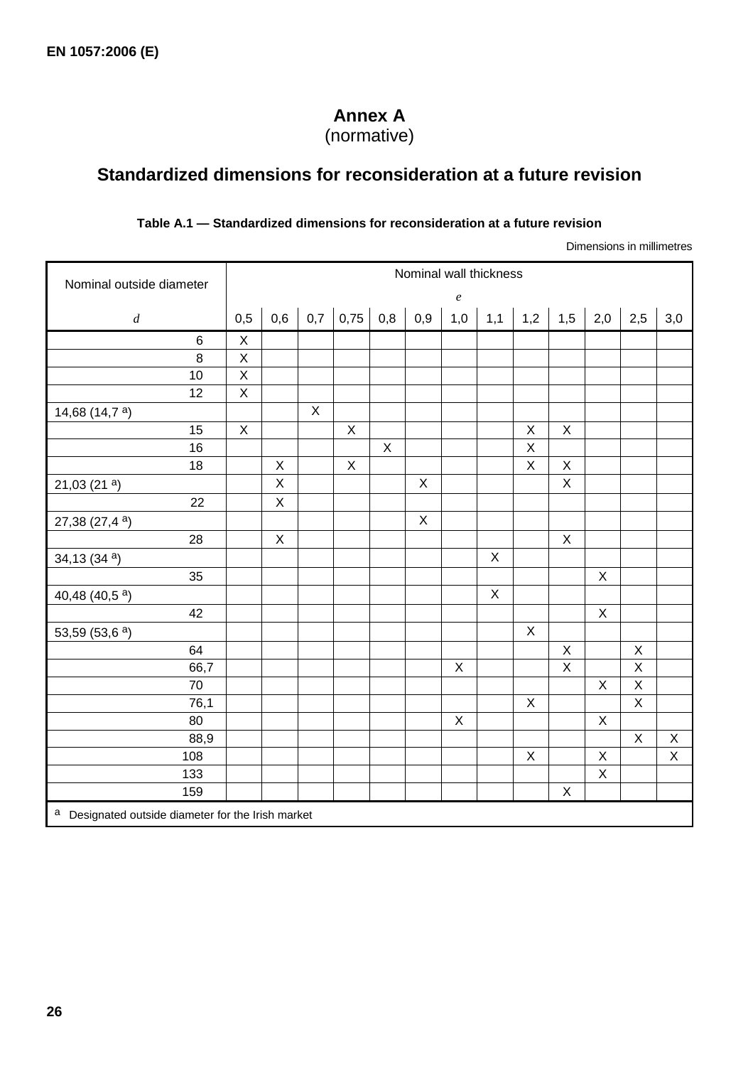# Annex A
(normative)

## Standardized dimensions for reconsideration at a future revision

**Table A.1 — Standardized dimensions for reconsideration at a future revision**

Dimensions in millimetres

| Nominal outside diameter $d$ | Nominal wall thickness $e$ | | | | | | | | | | | | |
|---|---|---|---|---|---|---|---|---|---|---|---|---|---|
| | 0,5 | 0,6 | 0,7 | 0,75 | 0,8 | 0,9 | 1,0 | 1,1 | 1,2 | 1,5 | 2,0 | 2,5 | 3,0 |
| 6 | X | | | | | | | | | | | | |
| 8 | X | | | | | | | | | | | | |
| 10 | X | | | | | | | | | | | | |
| 12 | X | | | | | | | | | | | | |
| 14,68 (14,7 [a]) | | | X | | | | | | | | | | |
| 15 | X | | | X | | | | | X | X | | | |
| 16 | | | | | X | | | | X | | | | |
| 18 | | X | | X | | | | | X | X | | | |
| 21,03 (21 [a]) | | X | | | | X | | | | X | | | |
| 22 | | X | | | | | | | | | | | |
| 27,38 (27,4 [a]) | | | | | | X | | | | | | | |
| 28 | | X | | | | | | | | X | | | |
| 34,13 (34 [a]) | | | | | | | | X | | | | | |
| 35 | | | | | | | | | | | X | | |
| 40,48 (40,5 [a]) | | | | | | | | X | | | | | |
| 42 | | | | | | | | | | | X | | |
| 53,59 (53,6 [a]) | | | | | | | | | X | | | | |
| 64 | | | | | | | | | | X | | X | |
| 66,7 | | | | | | | X | | | X | | X | |
| 70 | | | | | | | | | | | X | X | |
| 76,1 | | | | | | | | | X | | | X | |
| 80 | | | | | | | X | | | | X | | |
| 88,9 | | | | | | | | | | | | X | X |
| 108 | | | | | | | | | X | | X | | X |
| 133 | | | | | | | | | | | X | | |
| 159 | | | | | | | | | | X | | | |

[a] Designated outside diameter for the Irish market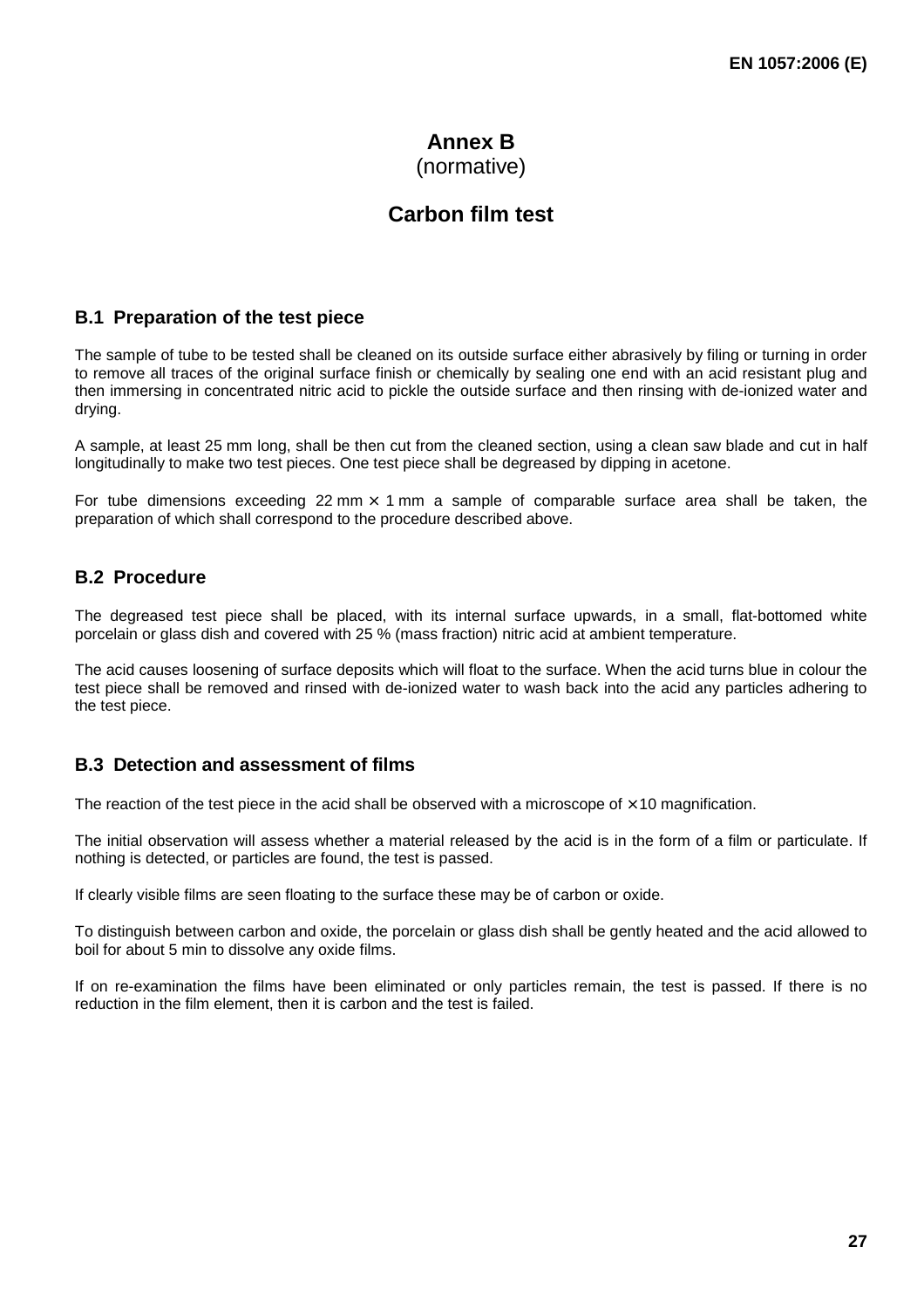# Annex B
(normative)

# Carbon film test

## B.1 Preparation of the test piece

The sample of tube to be tested shall be cleaned on its outside surface either abrasively by filing or turning in order to remove all traces of the original surface finish or chemically by sealing one end with an acid resistant plug and then immersing in concentrated nitric acid to pickle the outside surface and then rinsing with de-ionized water and drying.

A sample, at least 25 mm long, shall be then cut from the cleaned section, using a clean saw blade and cut in half longitudinally to make two test pieces. One test piece shall be degreased by dipping in acetone.

For tube dimensions exceeding 22 mm × 1 mm a sample of comparable surface area shall be taken, the preparation of which shall correspond to the procedure described above.

## B.2 Procedure

The degreased test piece shall be placed, with its internal surface upwards, in a small, flat-bottomed white porcelain or glass dish and covered with 25 % (mass fraction) nitric acid at ambient temperature.

The acid causes loosening of surface deposits which will float to the surface. When the acid turns blue in colour the test piece shall be removed and rinsed with de-ionized water to wash back into the acid any particles adhering to the test piece.

## B.3 Detection and assessment of films

The reaction of the test piece in the acid shall be observed with a microscope of ×10 magnification.

The initial observation will assess whether a material released by the acid is in the form of a film or particulate. If nothing is detected, or particles are found, the test is passed.

If clearly visible films are seen floating to the surface these may be of carbon or oxide.

To distinguish between carbon and oxide, the porcelain or glass dish shall be gently heated and the acid allowed to boil for about 5 min to dissolve any oxide films.

If on re-examination the films have been eliminated or only particles remain, the test is passed. If there is no reduction in the film element, then it is carbon and the test is failed.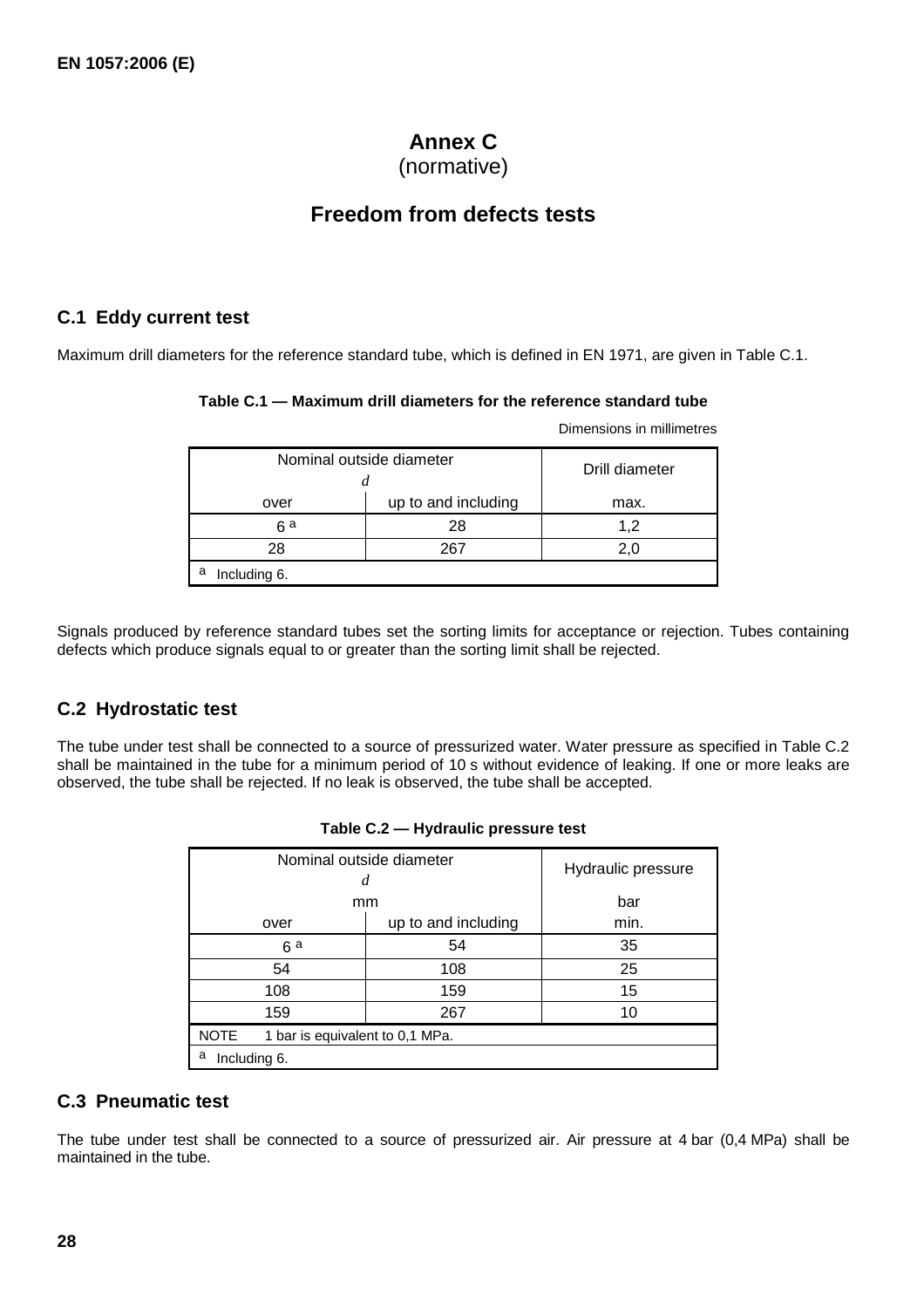# Annex C
(normative)

# Freedom from defects tests

## C.1 Eddy current test

Maximum drill diameters for the reference standard tube, which is defined in EN 1971, are given in Table C.1.

**Table C.1 — Maximum drill diameters for the reference standard tube**

Dimensions in millimetres

| Nominal outside diameter *d* | | Drill diameter |
|---|---|---|
| over | up to and including | max. |
| 6 [a] | 28 | 1,2 |
| 28 | 267 | 2,0 |
| [a] Including 6. | | |

Signals produced by reference standard tubes set the sorting limits for acceptance or rejection. Tubes containing defects which produce signals equal to or greater than the sorting limit shall be rejected.

## C.2 Hydrostatic test

The tube under test shall be connected to a source of pressurized water. Water pressure as specified in Table C.2 shall be maintained in the tube for a minimum period of 10 s without evidence of leaking. If one or more leaks are observed, the tube shall be rejected. If no leak is observed, the tube shall be accepted.

**Table C.2 — Hydraulic pressure test**

| Nominal outside diameter *d* mm | | Hydraulic pressure bar |
|---|---|---|
| over | up to and including | min. |
| 6 [a] | 54 | 35 |
| 54 | 108 | 25 |
| 108 | 159 | 15 |
| 159 | 267 | 10 |
| NOTE 1 bar is equivalent to 0,1 MPa. | | |
| [a] Including 6. | | |

## C.3 Pneumatic test

The tube under test shall be connected to a source of pressurized air. Air pressure at 4 bar (0,4 MPa) shall be maintained in the tube.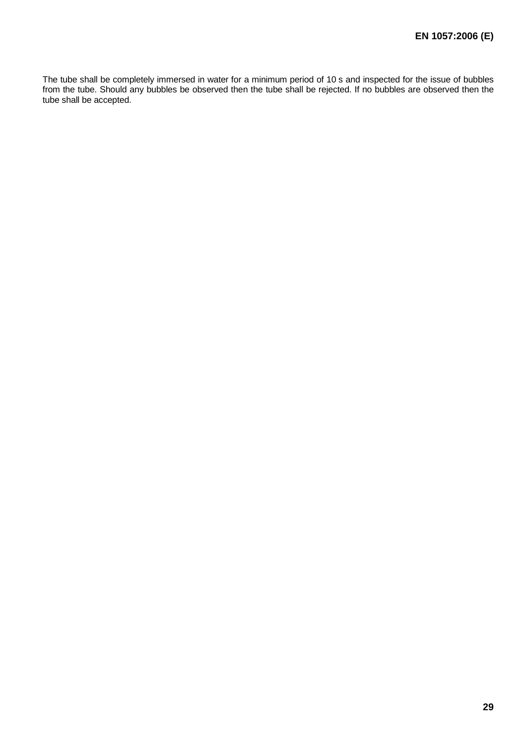The tube shall be completely immersed in water for a minimum period of 10 s and inspected for the issue of bubbles from the tube. Should any bubbles be observed then the tube shall be rejected. If no bubbles are observed then the tube shall be accepted.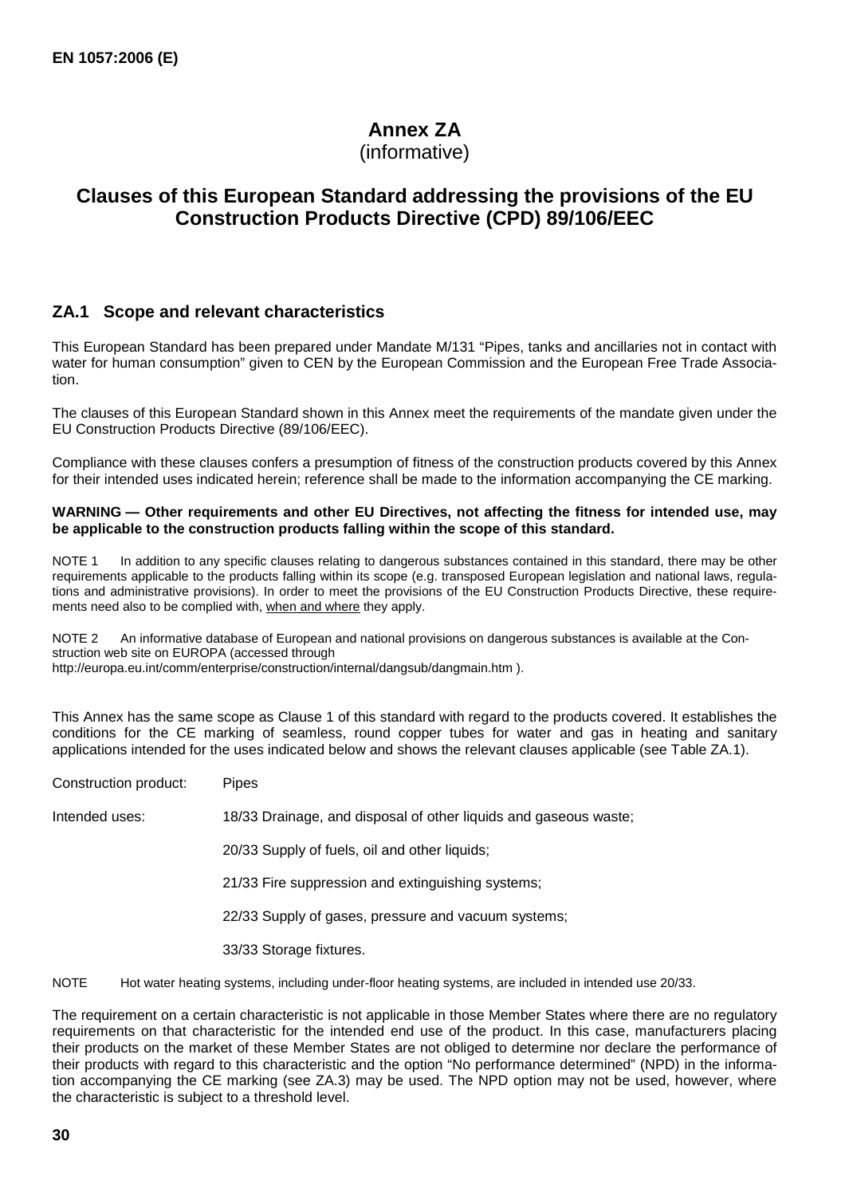# Annex ZA
(informative)

# Clauses of this European Standard addressing the provisions of the EU Construction Products Directive (CPD) 89/106/EEC

## ZA.1 Scope and relevant characteristics

This European Standard has been prepared under Mandate M/131 "Pipes, tanks and ancillaries not in contact with water for human consumption" given to CEN by the European Commission and the European Free Trade Association.

The clauses of this European Standard shown in this Annex meet the requirements of the mandate given under the EU Construction Products Directive (89/106/EEC).

Compliance with these clauses confers a presumption of fitness of the construction products covered by this Annex for their intended uses indicated herein; reference shall be made to the information accompanying the CE marking.

**WARNING — Other requirements and other EU Directives, not affecting the fitness for intended use, may be applicable to the construction products falling within the scope of this standard.**

NOTE 1 In addition to any specific clauses relating to dangerous substances contained in this standard, there may be other requirements applicable to the products falling within its scope (e.g. transposed European legislation and national laws, regulations and administrative provisions). In order to meet the provisions of the EU Construction Products Directive, these requirements need also to be complied with, when and where they apply.

NOTE 2 An informative database of European and national provisions on dangerous substances is available at the Construction web site on EUROPA (accessed through http://europa.eu.int/comm/enterprise/construction/internal/dangsub/dangmain.htm ).

This Annex has the same scope as Clause 1 of this standard with regard to the products covered. It establishes the conditions for the CE marking of seamless, round copper tubes for water and gas in heating and sanitary applications intended for the uses indicated below and shows the relevant clauses applicable (see Table ZA.1).

Construction product: Pipes

Intended uses: 18/33 Drainage, and disposal of other liquids and gaseous waste;

20/33 Supply of fuels, oil and other liquids;

21/33 Fire suppression and extinguishing systems;

22/33 Supply of gases, pressure and vacuum systems;

33/33 Storage fixtures.

NOTE Hot water heating systems, including under-floor heating systems, are included in intended use 20/33.

The requirement on a certain characteristic is not applicable in those Member States where there are no regulatory requirements on that characteristic for the intended end use of the product. In this case, manufacturers placing their products on the market of these Member States are not obliged to determine nor declare the performance of their products with regard to this characteristic and the option "No performance determined" (NPD) in the information accompanying the CE marking (see ZA.3) may be used. The NPD option may not be used, however, where the characteristic is subject to a threshold level.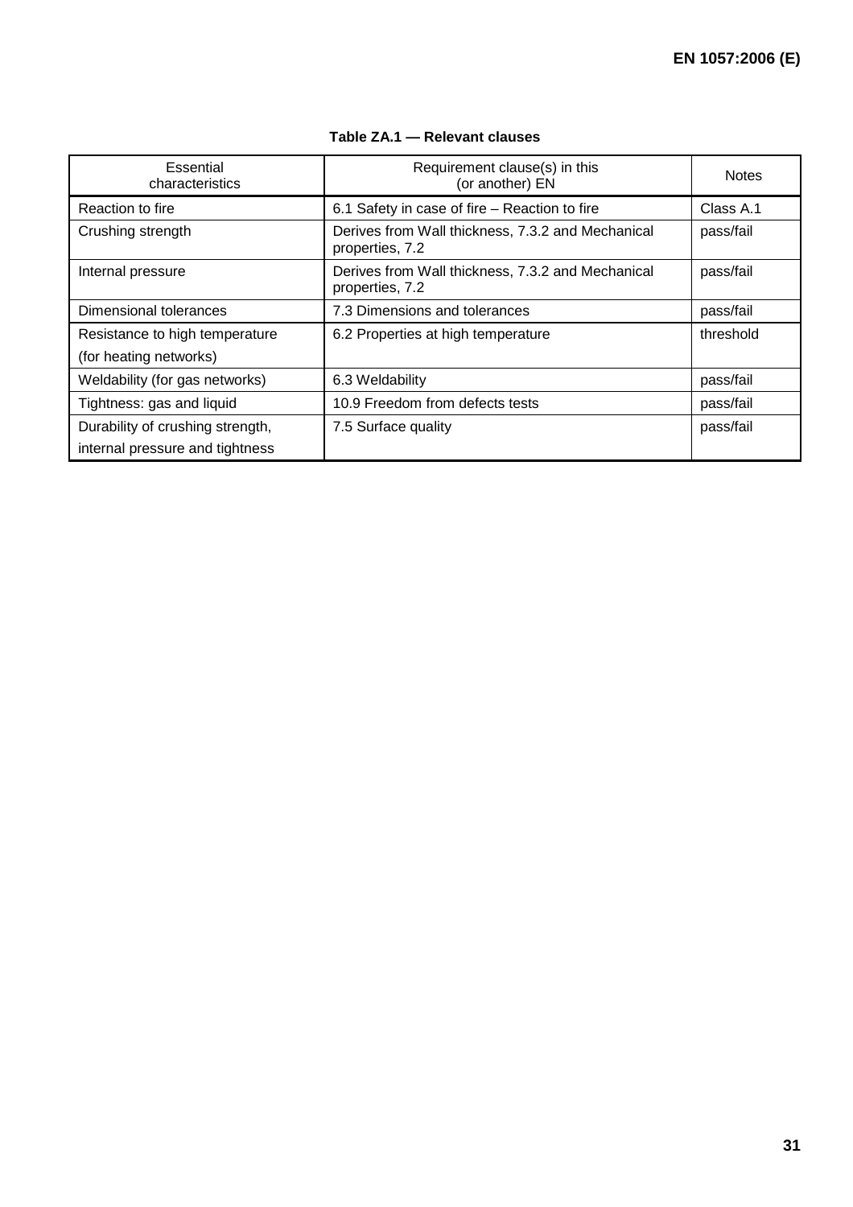**Table ZA.1 — Relevant clauses**

| Essential characteristics | Requirement clause(s) in this (or another) EN | Notes |
|---|---|---|
| Reaction to fire | 6.1 Safety in case of fire – Reaction to fire | Class A.1 |
| Crushing strength | Derives from Wall thickness, 7.3.2 and Mechanical properties, 7.2 | pass/fail |
| Internal pressure | Derives from Wall thickness, 7.3.2 and Mechanical properties, 7.2 | pass/fail |
| Dimensional tolerances | 7.3 Dimensions and tolerances | pass/fail |
| Resistance to high temperature (for heating networks) | 6.2 Properties at high temperature | threshold |
| Weldability (for gas networks) | 6.3 Weldability | pass/fail |
| Tightness: gas and liquid | 10.9 Freedom from defects tests | pass/fail |
| Durability of crushing strength, internal pressure and tightness | 7.5 Surface quality | pass/fail |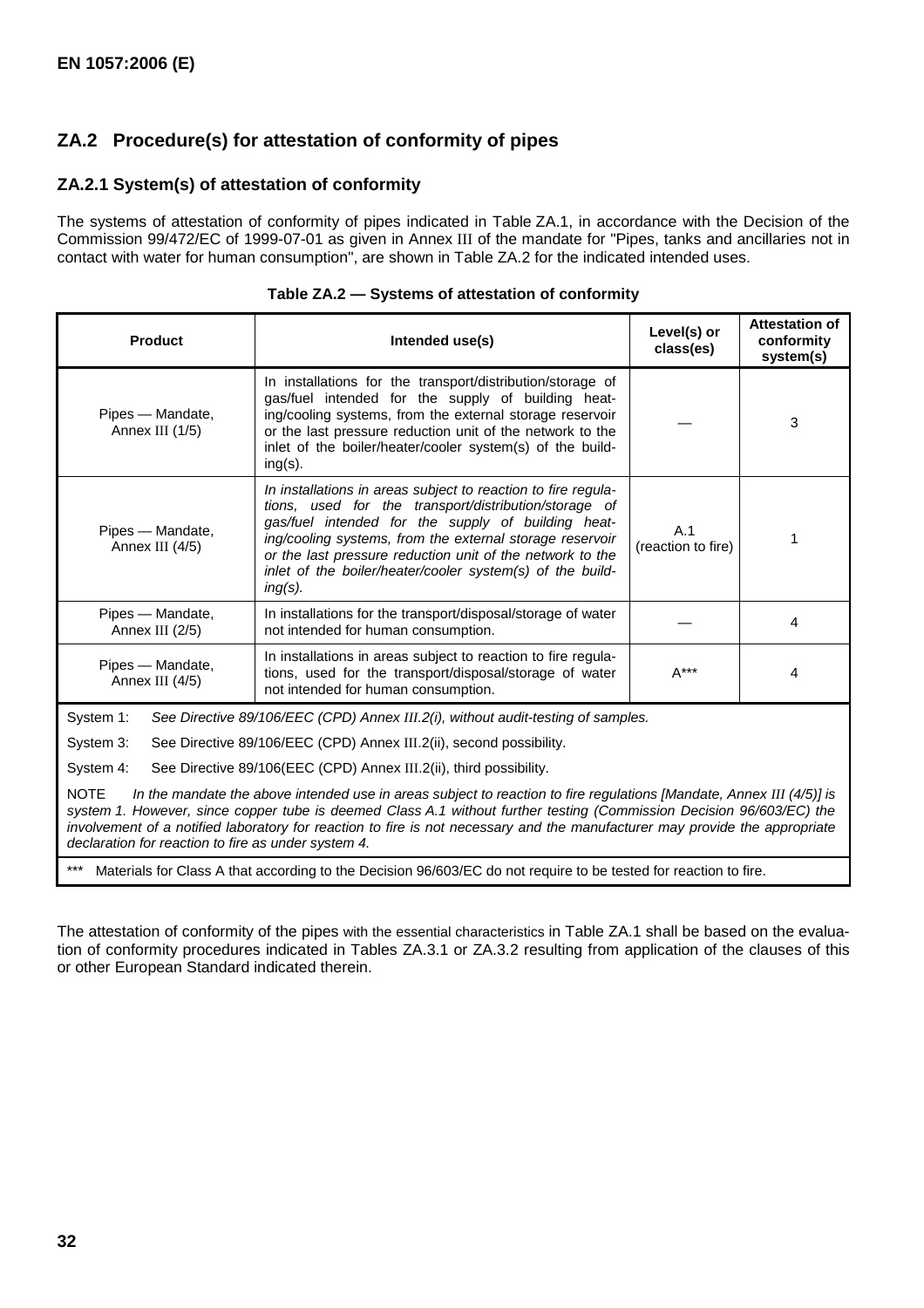## ZA.2 Procedure(s) for attestation of conformity of pipes

### ZA.2.1 System(s) of attestation of conformity

The systems of attestation of conformity of pipes indicated in Table ZA.1, in accordance with the Decision of the Commission 99/472/EC of 1999-07-01 as given in Annex III of the mandate for "Pipes, tanks and ancillaries not in contact with water for human consumption", are shown in Table ZA.2 for the indicated intended uses.

**Table ZA.2 — Systems of attestation of conformity**

| Product | Intended use(s) | Level(s) or class(es) | Attestation of conformity system(s) |
|---|---|---|---|
| Pipes — Mandate, Annex III (1/5) | In installations for the transport/distribution/storage of gas/fuel intended for the supply of building heating/cooling systems, from the external storage reservoir or the last pressure reduction unit of the network to the inlet of the boiler/heater/cooler system(s) of the building(s). | — | 3 |
| Pipes — Mandate, Annex III (4/5) | *In installations in areas subject to reaction to fire regulations, used for the transport/distribution/storage of gas/fuel intended for the supply of building heating/cooling systems, from the external storage reservoir or the last pressure reduction unit of the network to the inlet of the boiler/heater/cooler system(s) of the building(s).* | A.1 (reaction to fire) | 1 |
| Pipes — Mandate, Annex III (2/5) | In installations for the transport/disposal/storage of water not intended for human consumption. | — | 4 |
| Pipes — Mandate, Annex III (4/5) | In installations in areas subject to reaction to fire regulations, used for the transport/disposal/storage of water not intended for human consumption. | A*** | 4 |

System 1: *See Directive 89/106/EEC (CPD) Annex III.2(i), without audit-testing of samples.*

System 3: See Directive 89/106/EEC (CPD) Annex III.2(ii), second possibility.

System 4: See Directive 89/106(EEC (CPD) Annex III.2(ii), third possibility.

NOTE *In the mandate the above intended use in areas subject to reaction to fire regulations [Mandate, Annex III (4/5)] is system 1. However, since copper tube is deemed Class A.1 without further testing (Commission Decision 96/603/EC) the involvement of a notified laboratory for reaction to fire is not necessary and the manufacturer may provide the appropriate declaration for reaction to fire as under system 4.*

*** Materials for Class A that according to the Decision 96/603/EC do not require to be tested for reaction to fire.

The attestation of conformity of the pipes with the essential characteristics in Table ZA.1 shall be based on the evaluation of conformity procedures indicated in Tables ZA.3.1 or ZA.3.2 resulting from application of the clauses of this or other European Standard indicated therein.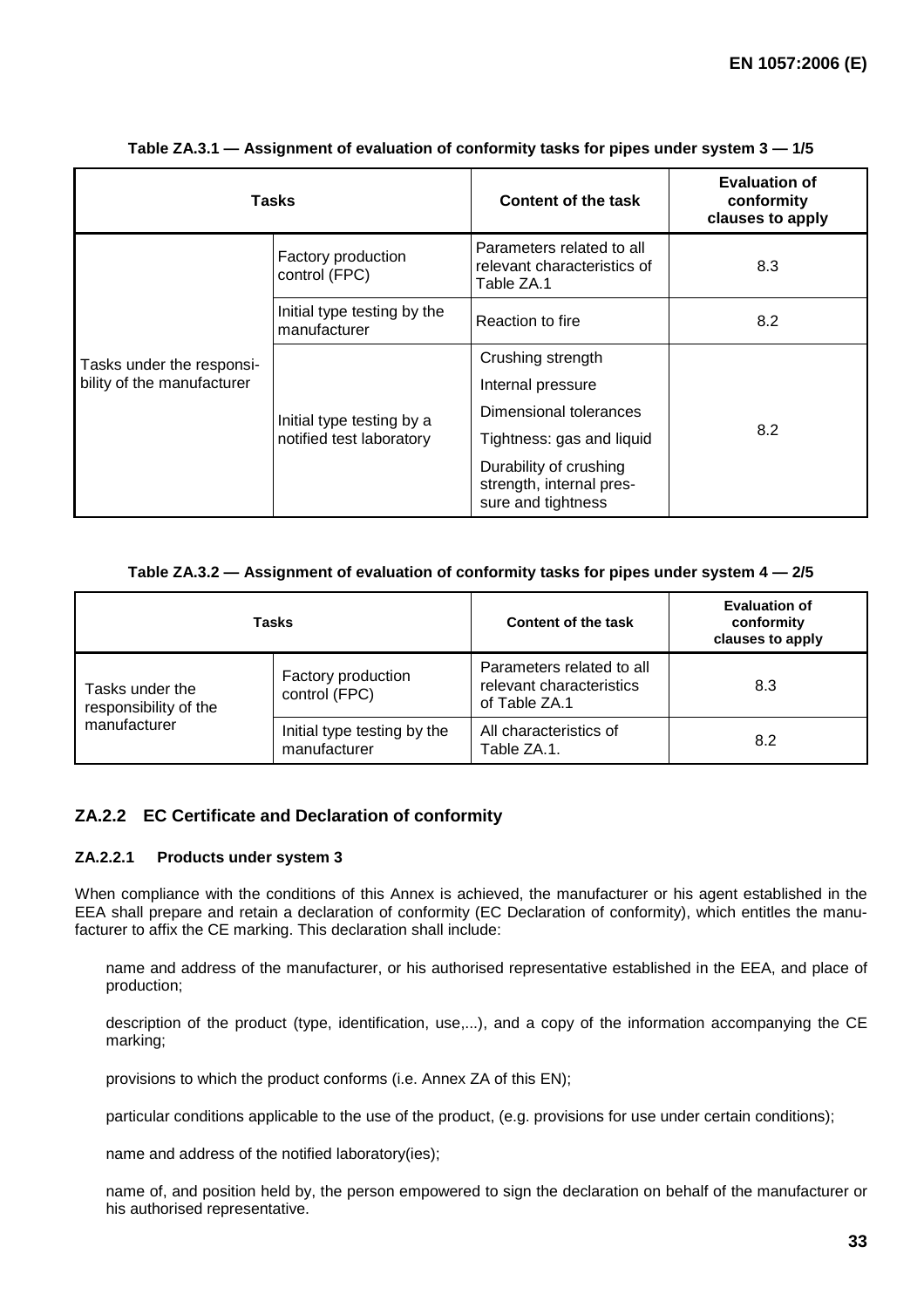**Table ZA.3.1 — Assignment of evaluation of conformity tasks for pipes under system 3 — 1/5**

| Tasks | | Content of the task | Evaluation of conformity clauses to apply |
|---|---|---|---|
| Tasks under the responsibility of the manufacturer | Factory production control (FPC) | Parameters related to all relevant characteristics of Table ZA.1 | 8.3 |
| | Initial type testing by the manufacturer | Reaction to fire | 8.2 |
| | Initial type testing by a notified test laboratory | Crushing strength<br>Internal pressure<br>Dimensional tolerances<br>Tightness: gas and liquid<br>Durability of crushing strength, internal pressure and tightness | 8.2 |

**Table ZA.3.2 — Assignment of evaluation of conformity tasks for pipes under system 4 — 2/5**

| Tasks | | Content of the task | Evaluation of conformity clauses to apply |
|---|---|---|---|
| Tasks under the responsibility of the manufacturer | Factory production control (FPC) | Parameters related to all relevant characteristics of Table ZA.1 | 8.3 |
| | Initial type testing by the manufacturer | All characteristics of Table ZA.1. | 8.2 |

### ZA.2.2 EC Certificate and Declaration of conformity

#### ZA.2.2.1 Products under system 3

When compliance with the conditions of this Annex is achieved, the manufacturer or his agent established in the EEA shall prepare and retain a declaration of conformity (EC Declaration of conformity), which entitles the manufacturer to affix the CE marking. This declaration shall include:

name and address of the manufacturer, or his authorised representative established in the EEA, and place of production;

description of the product (type, identification, use,...), and a copy of the information accompanying the CE marking;

provisions to which the product conforms (i.e. Annex ZA of this EN);

particular conditions applicable to the use of the product, (e.g. provisions for use under certain conditions);

name and address of the notified laboratory(ies);

name of, and position held by, the person empowered to sign the declaration on behalf of the manufacturer or his authorised representative.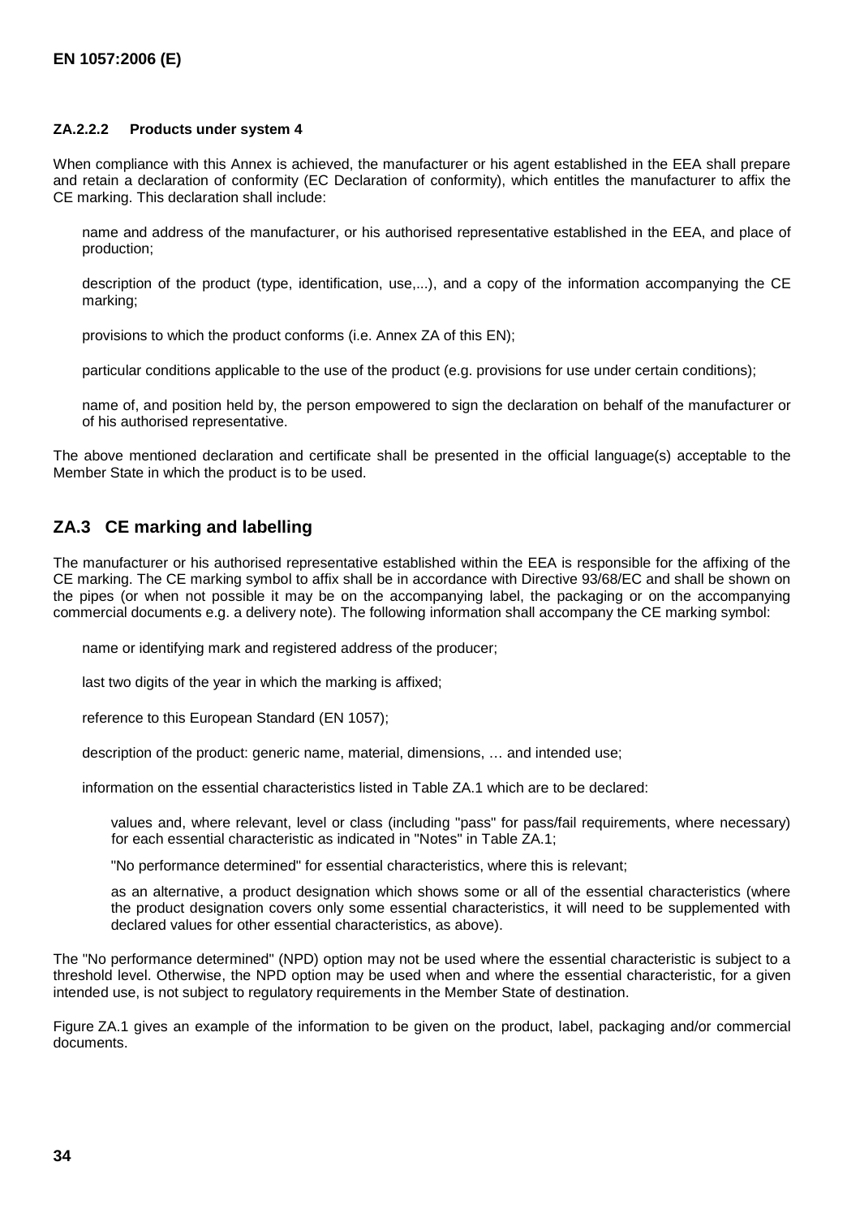#### ZA.2.2.2 Products under system 4

When compliance with this Annex is achieved, the manufacturer or his agent established in the EEA shall prepare and retain a declaration of conformity (EC Declaration of conformity), which entitles the manufacturer to affix the CE marking. This declaration shall include:

name and address of the manufacturer, or his authorised representative established in the EEA, and place of production;

description of the product (type, identification, use,...), and a copy of the information accompanying the CE marking;

provisions to which the product conforms (i.e. Annex ZA of this EN);

particular conditions applicable to the use of the product (e.g. provisions for use under certain conditions);

name of, and position held by, the person empowered to sign the declaration on behalf of the manufacturer or of his authorised representative.

The above mentioned declaration and certificate shall be presented in the official language(s) acceptable to the Member State in which the product is to be used.

## ZA.3 CE marking and labelling

The manufacturer or his authorised representative established within the EEA is responsible for the affixing of the CE marking. The CE marking symbol to affix shall be in accordance with Directive 93/68/EC and shall be shown on the pipes (or when not possible it may be on the accompanying label, the packaging or on the accompanying commercial documents e.g. a delivery note). The following information shall accompany the CE marking symbol:

name or identifying mark and registered address of the producer;

last two digits of the year in which the marking is affixed;

reference to this European Standard (EN 1057);

description of the product: generic name, material, dimensions, … and intended use;

information on the essential characteristics listed in Table ZA.1 which are to be declared:

values and, where relevant, level or class (including "pass" for pass/fail requirements, where necessary) for each essential characteristic as indicated in "Notes" in Table ZA.1;

"No performance determined" for essential characteristics, where this is relevant;

as an alternative, a product designation which shows some or all of the essential characteristics (where the product designation covers only some essential characteristics, it will need to be supplemented with declared values for other essential characteristics, as above).

The "No performance determined" (NPD) option may not be used where the essential characteristic is subject to a threshold level. Otherwise, the NPD option may be used when and where the essential characteristic, for a given intended use, is not subject to regulatory requirements in the Member State of destination.

Figure ZA.1 gives an example of the information to be given on the product, label, packaging and/or commercial documents.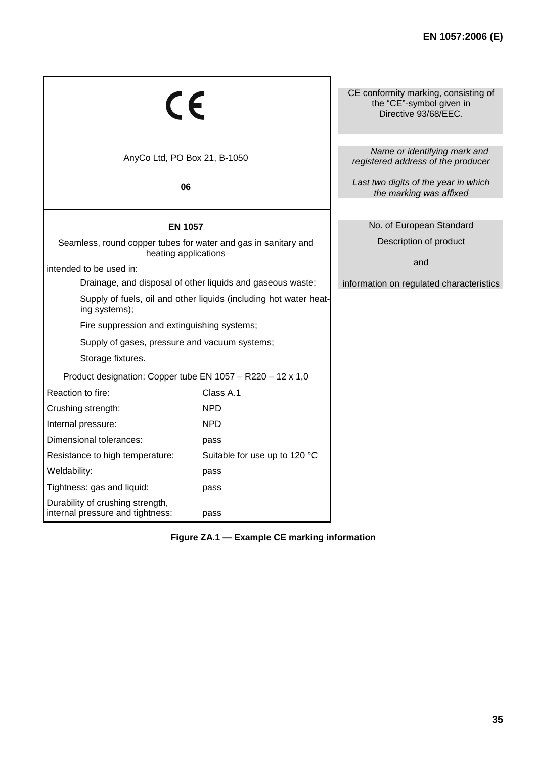| | |
|---|---|
| CE | CE conformity marking, consisting of the "CE"-symbol given in Directive 93/68/EEC. |
| AnyCo Ltd, PO Box 21, B-1050<br><br>**06** | *Name or identifying mark and registered address of the producer*<br><br>*Last two digits of the year in which the marking was affixed* |
| **EN 1057**<br><br>Seamless, round copper tubes for water and gas in sanitary and heating applications<br><br>intended to be used in:<br>Drainage, and disposal of other liquids and gaseous waste;<br>Supply of fuels, oil and other liquids (including hot water heating systems);<br>Fire suppression and extinguishing systems;<br>Supply of gases, pressure and vacuum systems;<br>Storage fixtures.<br><br>Product designation: Copper tube EN 1057 – R220 – 12 x 1,0<br><br>Reaction to fire: Class A.1<br>Crushing strength: NPD<br>Internal pressure: NPD<br>Dimensional tolerances: pass<br>Resistance to high temperature: Suitable for use up to 120 °C<br>Weldability: pass<br>Tightness: gas and liquid: pass<br>Durability of crushing strength, internal pressure and tightness: pass | No. of European Standard<br><br>Description of product<br><br>and<br><br>information on regulated characteristics |

**Figure ZA.1 — Example CE marking information**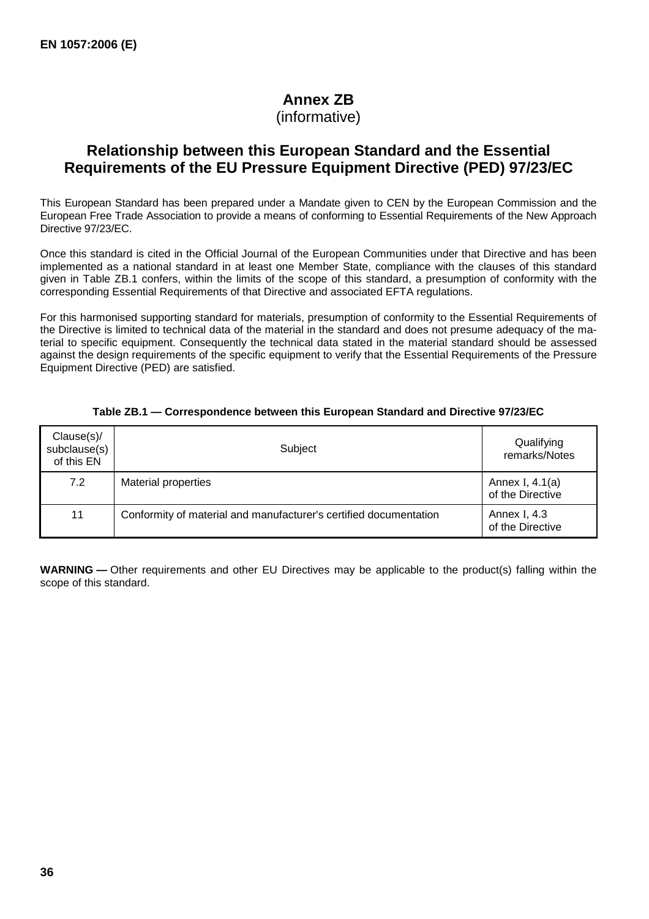# Annex ZB
(informative)

## Relationship between this European Standard and the Essential Requirements of the EU Pressure Equipment Directive (PED) 97/23/EC

This European Standard has been prepared under a Mandate given to CEN by the European Commission and the European Free Trade Association to provide a means of conforming to Essential Requirements of the New Approach Directive 97/23/EC.

Once this standard is cited in the Official Journal of the European Communities under that Directive and has been implemented as a national standard in at least one Member State, compliance with the clauses of this standard given in Table ZB.1 confers, within the limits of the scope of this standard, a presumption of conformity with the corresponding Essential Requirements of that Directive and associated EFTA regulations.

For this harmonised supporting standard for materials, presumption of conformity to the Essential Requirements of the Directive is limited to technical data of the material in the standard and does not presume adequacy of the material to specific equipment. Consequently the technical data stated in the material standard should be assessed against the design requirements of the specific equipment to verify that the Essential Requirements of the Pressure Equipment Directive (PED) are satisfied.

**Table ZB.1 — Correspondence between this European Standard and Directive 97/23/EC**

| Clause(s)/ subclause(s) of this EN | Subject | Qualifying remarks/Notes |
|---|---|---|
| 7.2 | Material properties | Annex I, 4.1(a) of the Directive |
| 11 | Conformity of material and manufacturer's certified documentation | Annex I, 4.3 of the Directive |

**WARNING —** Other requirements and other EU Directives may be applicable to the product(s) falling within the scope of this standard.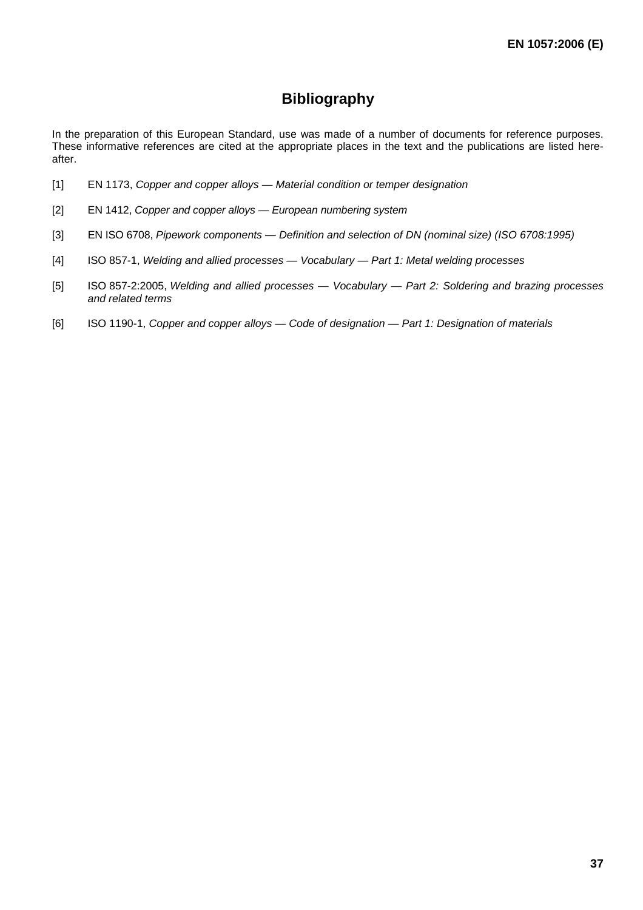# Bibliography

In the preparation of this European Standard, use was made of a number of documents for reference purposes. These informative references are cited at the appropriate places in the text and the publications are listed hereafter.

[1] EN 1173, *Copper and copper alloys — Material condition or temper designation*

[2] EN 1412, *Copper and copper alloys — European numbering system*

[3] EN ISO 6708, *Pipework components — Definition and selection of DN (nominal size) (ISO 6708:1995)*

[4] ISO 857-1, *Welding and allied processes — Vocabulary — Part 1: Metal welding processes*

[5] ISO 857-2:2005, *Welding and allied processes — Vocabulary — Part 2: Soldering and brazing processes and related terms*

[6] ISO 1190-1, *Copper and copper alloys — Code of designation — Part 1: Designation of materials*